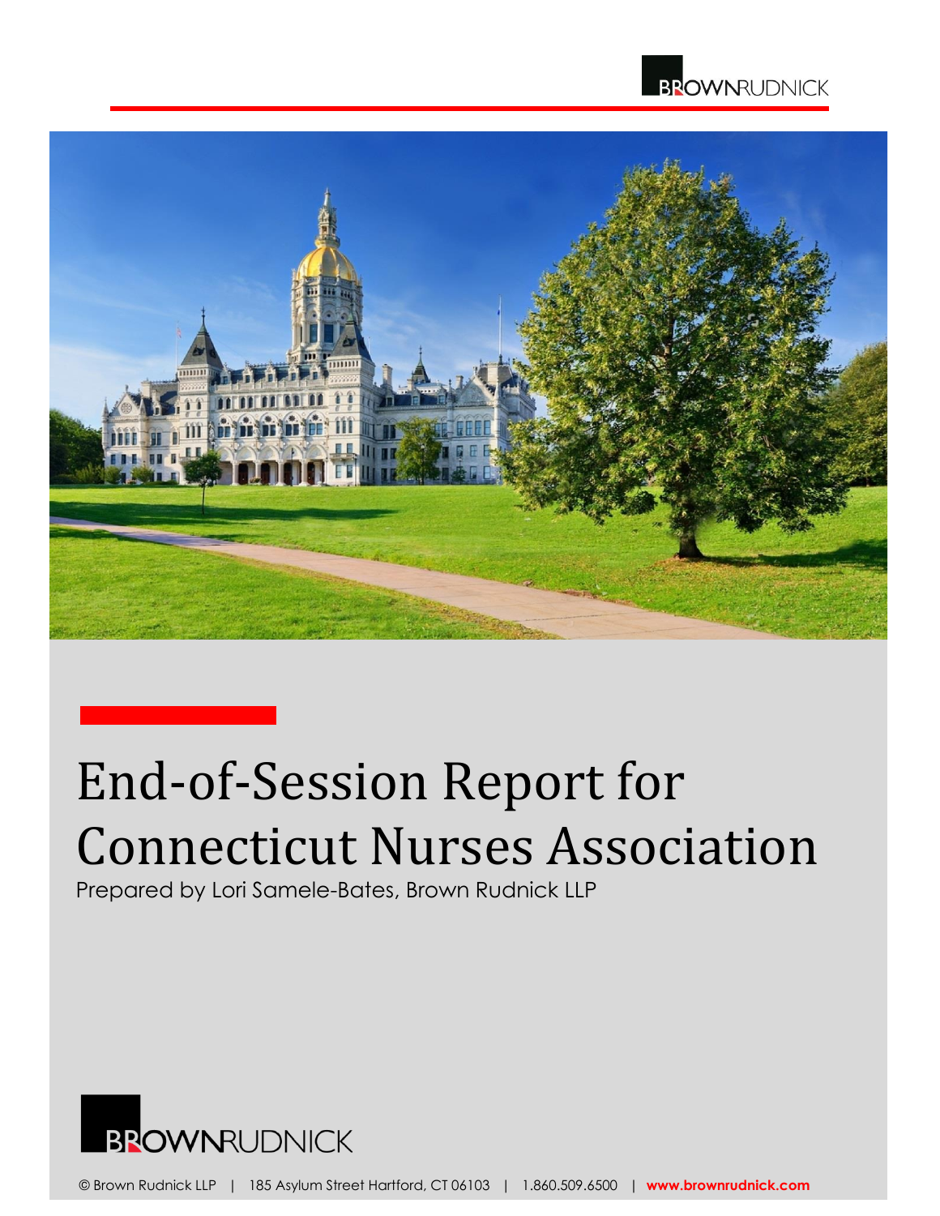# End-of-Session Report for Connecticut Nurses Association

Prepared by Lori Samele-Bates, Brown Rudnick LLP

© Brown Rudnick LLP | 185 Asylum Street Hartford, CT 06103 | 1.860.509.6500 | www.brownrudnick.com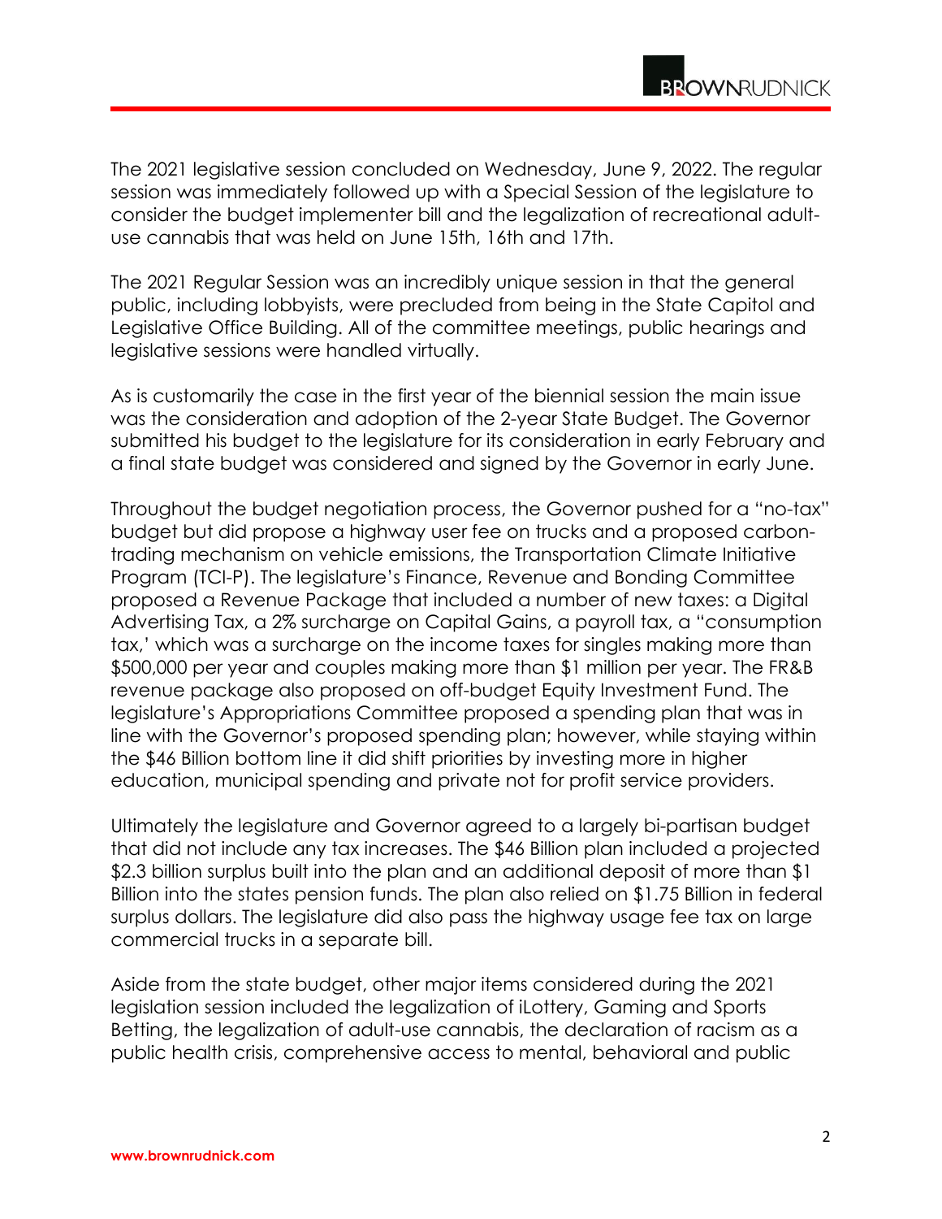The 2021 legislative session concluded on Wednesday, June 9, 2022. The regular session was immediately followed up with a Special Session of the legislature to consider the budget implementer bill and the legalization of recreational adult-use cannabis that was held on June 15th, 16th and 17th.

The 2021 Regular Session was an incredibly unique session in that the general public, including lobbyists, were precluded from being in the State Capitol and Legislative Office Building. All of the committee meetings, public hearings and legislative sessions were handled virtually.

As is customarily the case in the first year of the biennial session the main issue was the consideration and adoption of the 2-year State Budget. The Governor submitted his budget to the legislature for its consideration in early February and a final state budget was considered and signed by the Governor in early June.

Throughout the budget negotiation process, the Governor pushed for a "no-tax" budget but did propose a highway user fee on trucks and a proposed carbon-trading mechanism on vehicle emissions, the Transportation Climate Initiative Program (TCI-P). The legislature's Finance, Revenue and Bonding Committee proposed a Revenue Package that included a number of new taxes: a Digital Advertising Tax, a 2% surcharge on Capital Gains, a payroll tax, a "consumption tax,' which was a surcharge on the income taxes for singles making more than $500,000 per year and couples making more than $1 million per year. The FR&B revenue package also proposed on off-budget Equity Investment Fund. The legislature's Appropriations Committee proposed a spending plan that was in line with the Governor's proposed spending plan; however, while staying within the $46 Billion bottom line it did shift priorities by investing more in higher education, municipal spending and private not for profit service providers.

Ultimately the legislature and Governor agreed to a largely bi-partisan budget that did not include any tax increases. The $46 Billion plan included a projected $2.3 billion surplus built into the plan and an additional deposit of more than $1 Billion into the states pension funds. The plan also relied on $1.75 Billion in federal surplus dollars. The legislature did also pass the highway usage fee tax on large commercial trucks in a separate bill.

Aside from the state budget, other major items considered during the 2021 legislation session included the legalization of iLottery, Gaming and Sports Betting, the legalization of adult-use cannabis, the declaration of racism as a public health crisis, comprehensive access to mental, behavioral and public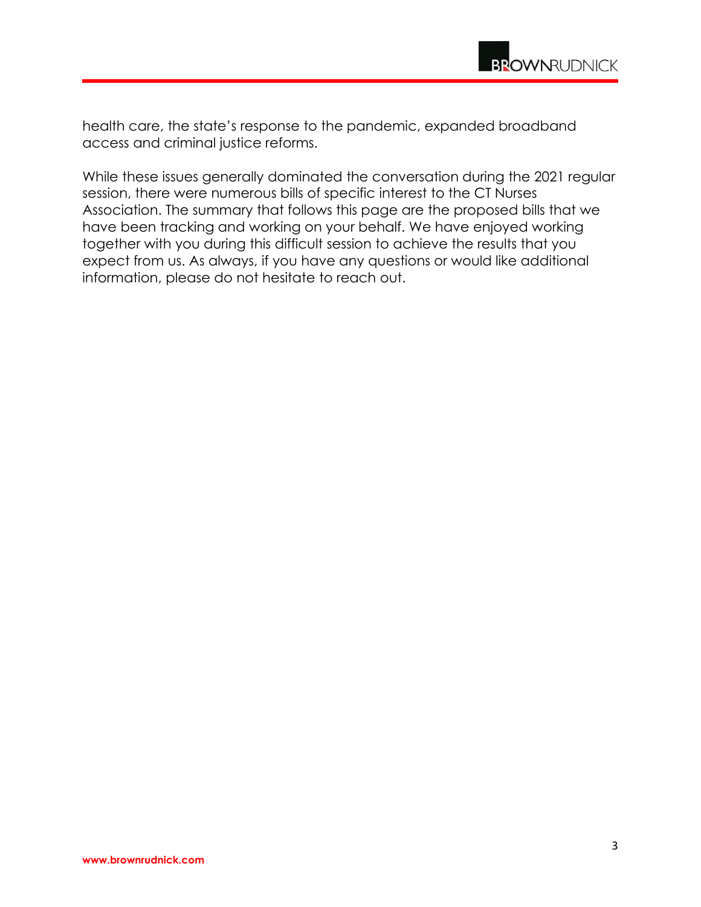health care, the state's response to the pandemic, expanded broadband access and criminal justice reforms.

While these issues generally dominated the conversation during the 2021 regular session, there were numerous bills of specific interest to the CT Nurses Association. The summary that follows this page are the proposed bills that we have been tracking and working on your behalf. We have enjoyed working together with you during this difficult session to achieve the results that you expect from us. As always, if you have any questions or would like additional information, please do not hesitate to reach out.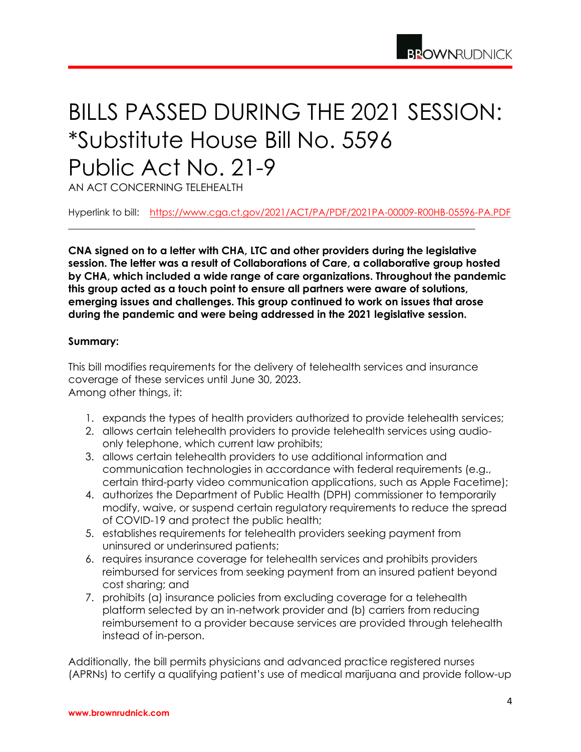# BILLS PASSED DURING THE 2021 SESSION: *Substitute House Bill No. 5596 Public Act No. 21-9

AN ACT CONCERNING TELEHEALTH

Hyperlink to bill: https://www.cga.ct.gov/2021/ACT/PA/PDF/2021PA-00009-R00HB-05596-PA.PDF

---

**CNA signed on to a letter with CHA, LTC and other providers during the legislative session. The letter was a result of Collaborations of Care, a collaborative group hosted by CHA, which included a wide range of care organizations. Throughout the pandemic this group acted as a touch point to ensure all partners were aware of solutions, emerging issues and challenges. This group continued to work on issues that arose during the pandemic and were being addressed in the 2021 legislative session.**

**Summary:**

This bill modifies requirements for the delivery of telehealth services and insurance coverage of these services until June 30, 2023.
Among other things, it:

1. expands the types of health providers authorized to provide telehealth services;
2. allows certain telehealth providers to provide telehealth services using audio-only telephone, which current law prohibits;
3. allows certain telehealth providers to use additional information and communication technologies in accordance with federal requirements (e.g., certain third-party video communication applications, such as Apple Facetime);
4. authorizes the Department of Public Health (DPH) commissioner to temporarily modify, waive, or suspend certain regulatory requirements to reduce the spread of COVID-19 and protect the public health;
5. establishes requirements for telehealth providers seeking payment from uninsured or underinsured patients;
6. requires insurance coverage for telehealth services and prohibits providers reimbursed for services from seeking payment from an insured patient beyond cost sharing; and
7. prohibits (a) insurance policies from excluding coverage for a telehealth platform selected by an in-network provider and (b) carriers from reducing reimbursement to a provider because services are provided through telehealth instead of in-person.

Additionally, the bill permits physicians and advanced practice registered nurses (APRNs) to certify a qualifying patient's use of medical marijuana and provide follow-up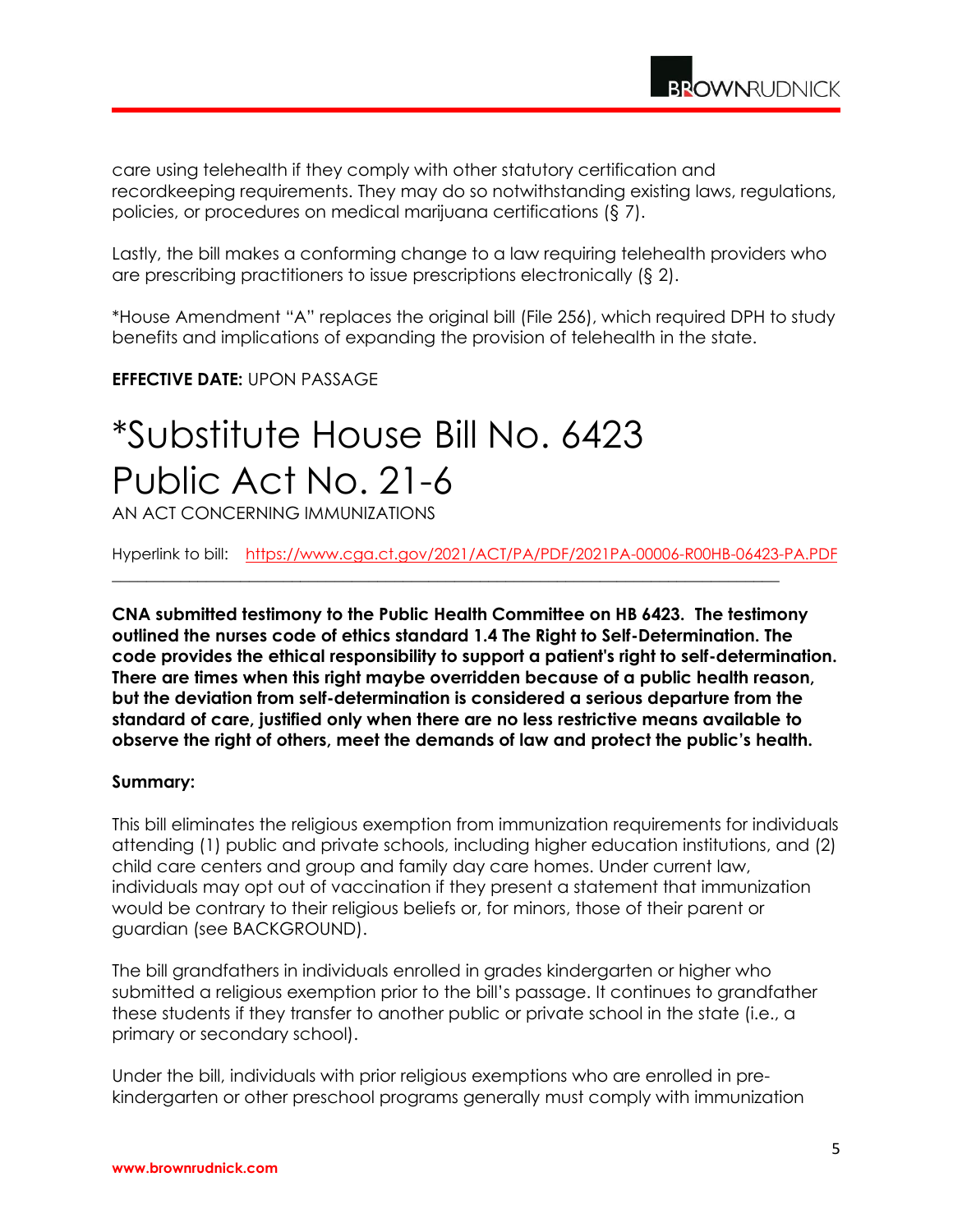care using telehealth if they comply with other statutory certification and recordkeeping requirements. They may do so notwithstanding existing laws, regulations, policies, or procedures on medical marijuana certifications (§ 7).

Lastly, the bill makes a conforming change to a law requiring telehealth providers who are prescribing practitioners to issue prescriptions electronically (§ 2).

*House Amendment "A" replaces the original bill (File 256), which required DPH to study benefits and implications of expanding the provision of telehealth in the state.

**EFFECTIVE DATE:** UPON PASSAGE

# *Substitute House Bill No. 6423 Public Act No. 21-6

AN ACT CONCERNING IMMUNIZATIONS

Hyperlink to bill: https://www.cga.ct.gov/2021/ACT/PA/PDF/2021PA-00006-R00HB-06423-PA.PDF

**CNA submitted testimony to the Public Health Committee on HB 6423. The testimony outlined the nurses code of ethics standard 1.4 The Right to Self-Determination. The code provides the ethical responsibility to support a patient's right to self-determination. There are times when this right maybe overridden because of a public health reason, but the deviation from self-determination is considered a serious departure from the standard of care, justified only when there are no less restrictive means available to observe the right of others, meet the demands of law and protect the public's health.**

**Summary:**

This bill eliminates the religious exemption from immunization requirements for individuals attending (1) public and private schools, including higher education institutions, and (2) child care centers and group and family day care homes. Under current law, individuals may opt out of vaccination if they present a statement that immunization would be contrary to their religious beliefs or, for minors, those of their parent or guardian (see BACKGROUND).

The bill grandfathers in individuals enrolled in grades kindergarten or higher who submitted a religious exemption prior to the bill's passage. It continues to grandfather these students if they transfer to another public or private school in the state (i.e., a primary or secondary school).

Under the bill, individuals with prior religious exemptions who are enrolled in pre-kindergarten or other preschool programs generally must comply with immunization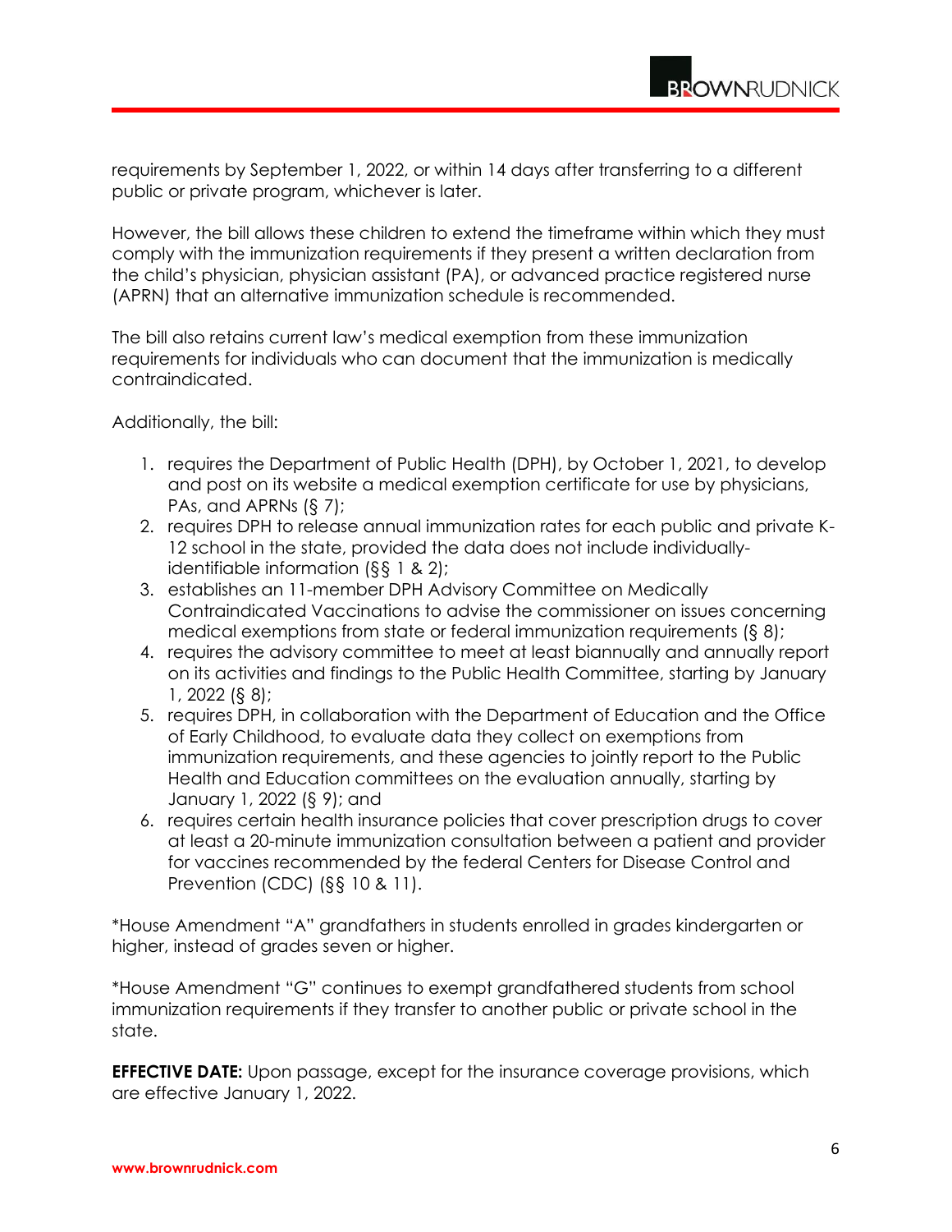requirements by September 1, 2022, or within 14 days after transferring to a different public or private program, whichever is later.

However, the bill allows these children to extend the timeframe within which they must comply with the immunization requirements if they present a written declaration from the child's physician, physician assistant (PA), or advanced practice registered nurse (APRN) that an alternative immunization schedule is recommended.

The bill also retains current law's medical exemption from these immunization requirements for individuals who can document that the immunization is medically contraindicated.

Additionally, the bill:

1. requires the Department of Public Health (DPH), by October 1, 2021, to develop and post on its website a medical exemption certificate for use by physicians, PAs, and APRNs (§ 7);
2. requires DPH to release annual immunization rates for each public and private K-12 school in the state, provided the data does not include individually-identifiable information (§§ 1 & 2);
3. establishes an 11-member DPH Advisory Committee on Medically Contraindicated Vaccinations to advise the commissioner on issues concerning medical exemptions from state or federal immunization requirements (§ 8);
4. requires the advisory committee to meet at least biannually and annually report on its activities and findings to the Public Health Committee, starting by January 1, 2022 (§ 8);
5. requires DPH, in collaboration with the Department of Education and the Office of Early Childhood, to evaluate data they collect on exemptions from immunization requirements, and these agencies to jointly report to the Public Health and Education committees on the evaluation annually, starting by January 1, 2022 (§ 9); and
6. requires certain health insurance policies that cover prescription drugs to cover at least a 20-minute immunization consultation between a patient and provider for vaccines recommended by the federal Centers for Disease Control and Prevention (CDC) (§§ 10 & 11).

*House Amendment "A" grandfathers in students enrolled in grades kindergarten or higher, instead of grades seven or higher.

*House Amendment "G" continues to exempt grandfathered students from school immunization requirements if they transfer to another public or private school in the state.

**EFFECTIVE DATE:** Upon passage, except for the insurance coverage provisions, which are effective January 1, 2022.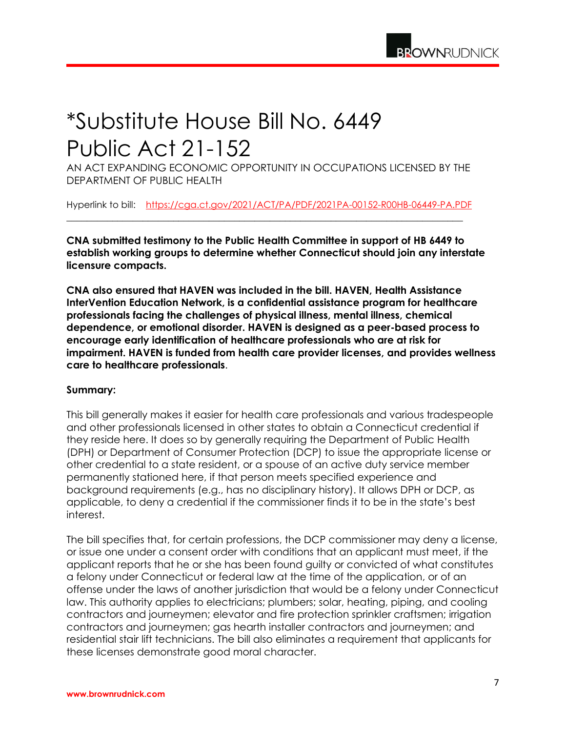# *Substitute House Bill No. 6449 Public Act 21-152

AN ACT EXPANDING ECONOMIC OPPORTUNITY IN OCCUPATIONS LICENSED BY THE DEPARTMENT OF PUBLIC HEALTH

Hyperlink to bill: https://cga.ct.gov/2021/ACT/PA/PDF/2021PA-00152-R00HB-06449-PA.PDF

---

**CNA submitted testimony to the Public Health Committee in support of HB 6449 to establish working groups to determine whether Connecticut should join any interstate licensure compacts.**

**CNA also ensured that HAVEN was included in the bill. HAVEN, Health Assistance InterVention Education Network, is a confidential assistance program for healthcare professionals facing the challenges of physical illness, mental illness, chemical dependence, or emotional disorder. HAVEN is designed as a peer-based process to encourage early identification of healthcare professionals who are at risk for impairment. HAVEN is funded from health care provider licenses, and provides wellness care to healthcare professionals**.

**Summary:**

This bill generally makes it easier for health care professionals and various tradespeople and other professionals licensed in other states to obtain a Connecticut credential if they reside here. It does so by generally requiring the Department of Public Health (DPH) or Department of Consumer Protection (DCP) to issue the appropriate license or other credential to a state resident, or a spouse of an active duty service member permanently stationed here, if that person meets specified experience and background requirements (e.g., has no disciplinary history). It allows DPH or DCP, as applicable, to deny a credential if the commissioner finds it to be in the state's best interest.

The bill specifies that, for certain professions, the DCP commissioner may deny a license, or issue one under a consent order with conditions that an applicant must meet, if the applicant reports that he or she has been found guilty or convicted of what constitutes a felony under Connecticut or federal law at the time of the application, or of an offense under the laws of another jurisdiction that would be a felony under Connecticut law. This authority applies to electricians; plumbers; solar, heating, piping, and cooling contractors and journeymen; elevator and fire protection sprinkler craftsmen; irrigation contractors and journeymen; gas hearth installer contractors and journeymen; and residential stair lift technicians. The bill also eliminates a requirement that applicants for these licenses demonstrate good moral character.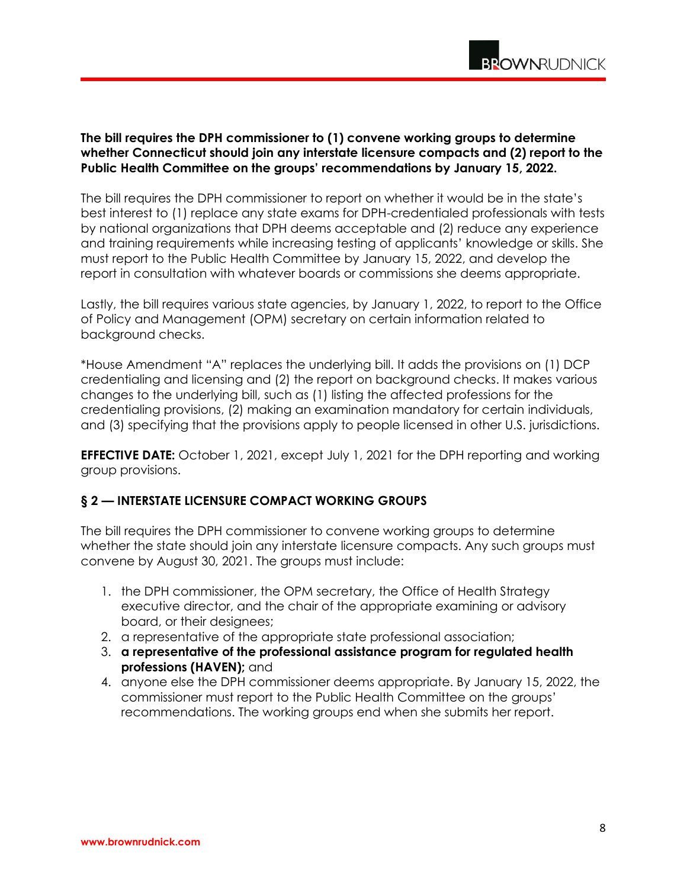**The bill requires the DPH commissioner to (1) convene working groups to determine whether Connecticut should join any interstate licensure compacts and (2) report to the Public Health Committee on the groups' recommendations by January 15, 2022.**

The bill requires the DPH commissioner to report on whether it would be in the state's best interest to (1) replace any state exams for DPH-credentialed professionals with tests by national organizations that DPH deems acceptable and (2) reduce any experience and training requirements while increasing testing of applicants' knowledge or skills. She must report to the Public Health Committee by January 15, 2022, and develop the report in consultation with whatever boards or commissions she deems appropriate.

Lastly, the bill requires various state agencies, by January 1, 2022, to report to the Office of Policy and Management (OPM) secretary on certain information related to background checks.

*House Amendment "A" replaces the underlying bill. It adds the provisions on (1) DCP credentialing and licensing and (2) the report on background checks. It makes various changes to the underlying bill, such as (1) listing the affected professions for the credentialing provisions, (2) making an examination mandatory for certain individuals, and (3) specifying that the provisions apply to people licensed in other U.S. jurisdictions.

**EFFECTIVE DATE:** October 1, 2021, except July 1, 2021 for the DPH reporting and working group provisions.

## § 2 — INTERSTATE LICENSURE COMPACT WORKING GROUPS

The bill requires the DPH commissioner to convene working groups to determine whether the state should join any interstate licensure compacts. Any such groups must convene by August 30, 2021. The groups must include:

1. the DPH commissioner, the OPM secretary, the Office of Health Strategy executive director, and the chair of the appropriate examining or advisory board, or their designees;
2. a representative of the appropriate state professional association;
3. **a representative of the professional assistance program for regulated health professions (HAVEN);** and
4. anyone else the DPH commissioner deems appropriate. By January 15, 2022, the commissioner must report to the Public Health Committee on the groups' recommendations. The working groups end when she submits her report.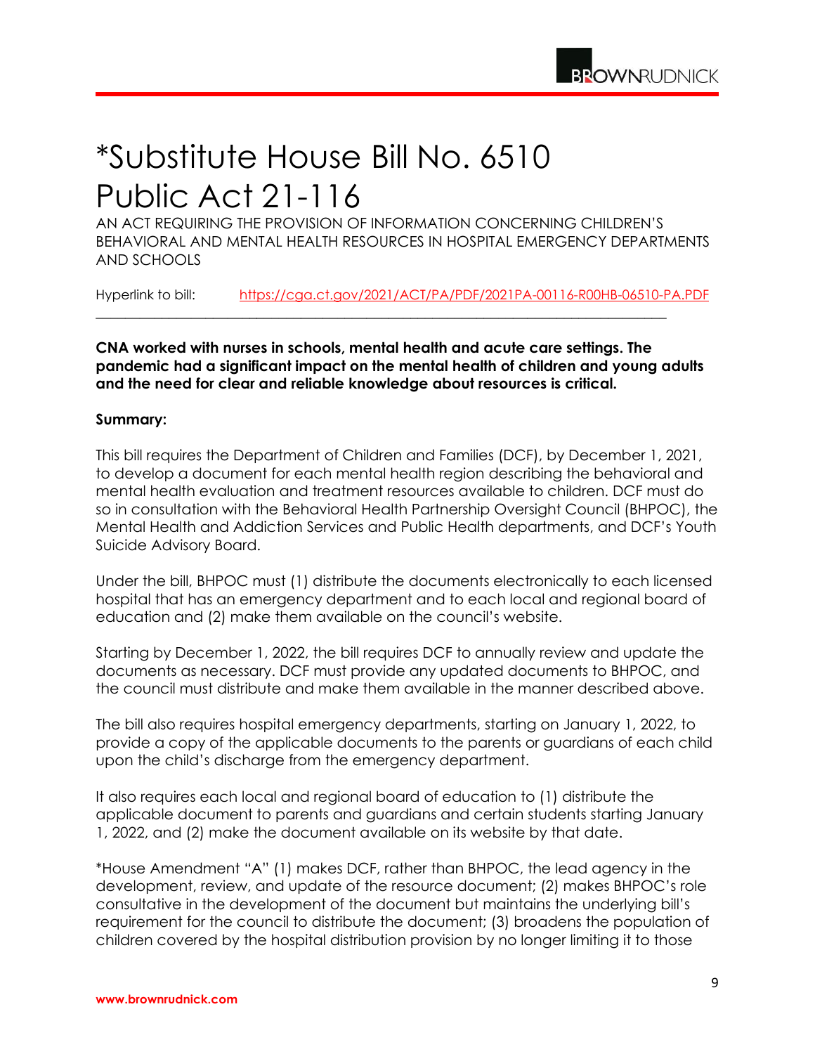# *Substitute House Bill No. 6510
# Public Act 21-116

AN ACT REQUIRING THE PROVISION OF INFORMATION CONCERNING CHILDREN'S BEHAVIORAL AND MENTAL HEALTH RESOURCES IN HOSPITAL EMERGENCY DEPARTMENTS AND SCHOOLS

Hyperlink to bill: https://cga.ct.gov/2021/ACT/PA/PDF/2021PA-00116-R00HB-06510-PA.PDF

---

**CNA worked with nurses in schools, mental health and acute care settings. The pandemic had a significant impact on the mental health of children and young adults and the need for clear and reliable knowledge about resources is critical.**

**Summary:**

This bill requires the Department of Children and Families (DCF), by December 1, 2021, to develop a document for each mental health region describing the behavioral and mental health evaluation and treatment resources available to children. DCF must do so in consultation with the Behavioral Health Partnership Oversight Council (BHPOC), the Mental Health and Addiction Services and Public Health departments, and DCF's Youth Suicide Advisory Board.

Under the bill, BHPOC must (1) distribute the documents electronically to each licensed hospital that has an emergency department and to each local and regional board of education and (2) make them available on the council's website.

Starting by December 1, 2022, the bill requires DCF to annually review and update the documents as necessary. DCF must provide any updated documents to BHPOC, and the council must distribute and make them available in the manner described above.

The bill also requires hospital emergency departments, starting on January 1, 2022, to provide a copy of the applicable documents to the parents or guardians of each child upon the child's discharge from the emergency department.

It also requires each local and regional board of education to (1) distribute the applicable document to parents and guardians and certain students starting January 1, 2022, and (2) make the document available on its website by that date.

*House Amendment "A" (1) makes DCF, rather than BHPOC, the lead agency in the development, review, and update of the resource document; (2) makes BHPOC's role consultative in the development of the document but maintains the underlying bill's requirement for the council to distribute the document; (3) broadens the population of children covered by the hospital distribution provision by no longer limiting it to those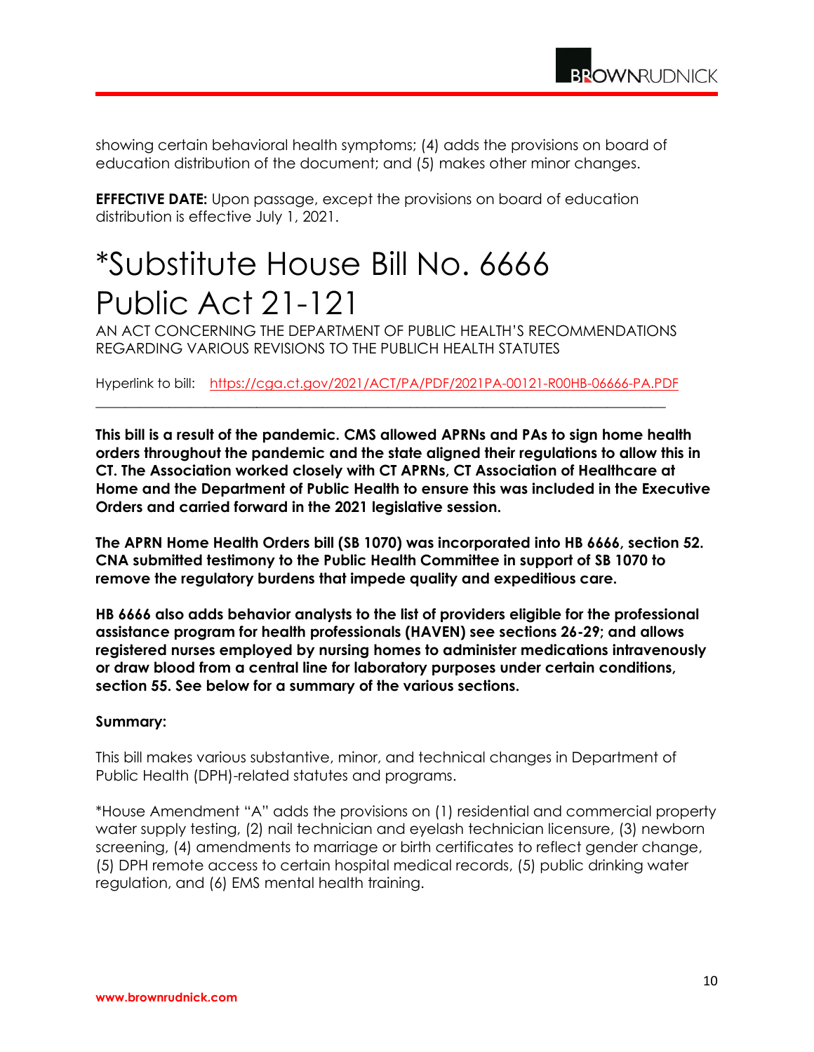showing certain behavioral health symptoms; (4) adds the provisions on board of education distribution of the document; and (5) makes other minor changes.

**EFFECTIVE DATE:** Upon passage, except the provisions on board of education distribution is effective July 1, 2021.

# *Substitute House Bill No. 6666 Public Act 21-121

AN ACT CONCERNING THE DEPARTMENT OF PUBLIC HEALTH'S RECOMMENDATIONS REGARDING VARIOUS REVISIONS TO THE PUBLICH HEALTH STATUTES

Hyperlink to bill: https://cga.ct.gov/2021/ACT/PA/PDF/2021PA-00121-R00HB-06666-PA.PDF

---

**This bill is a result of the pandemic. CMS allowed APRNs and PAs to sign home health orders throughout the pandemic and the state aligned their regulations to allow this in CT. The Association worked closely with CT APRNs, CT Association of Healthcare at Home and the Department of Public Health to ensure this was included in the Executive Orders and carried forward in the 2021 legislative session.**

**The APRN Home Health Orders bill (SB 1070) was incorporated into HB 6666, section 52. CNA submitted testimony to the Public Health Committee in support of SB 1070 to remove the regulatory burdens that impede quality and expeditious care.**

**HB 6666 also adds behavior analysts to the list of providers eligible for the professional assistance program for health professionals (HAVEN) see sections 26-29; and allows registered nurses employed by nursing homes to administer medications intravenously or draw blood from a central line for laboratory purposes under certain conditions, section 55. See below for a summary of the various sections.**

**Summary:**

This bill makes various substantive, minor, and technical changes in Department of Public Health (DPH)-related statutes and programs.

*House Amendment "A" adds the provisions on (1) residential and commercial property water supply testing, (2) nail technician and eyelash technician licensure, (3) newborn screening, (4) amendments to marriage or birth certificates to reflect gender change, (5) DPH remote access to certain hospital medical records, (5) public drinking water regulation, and (6) EMS mental health training.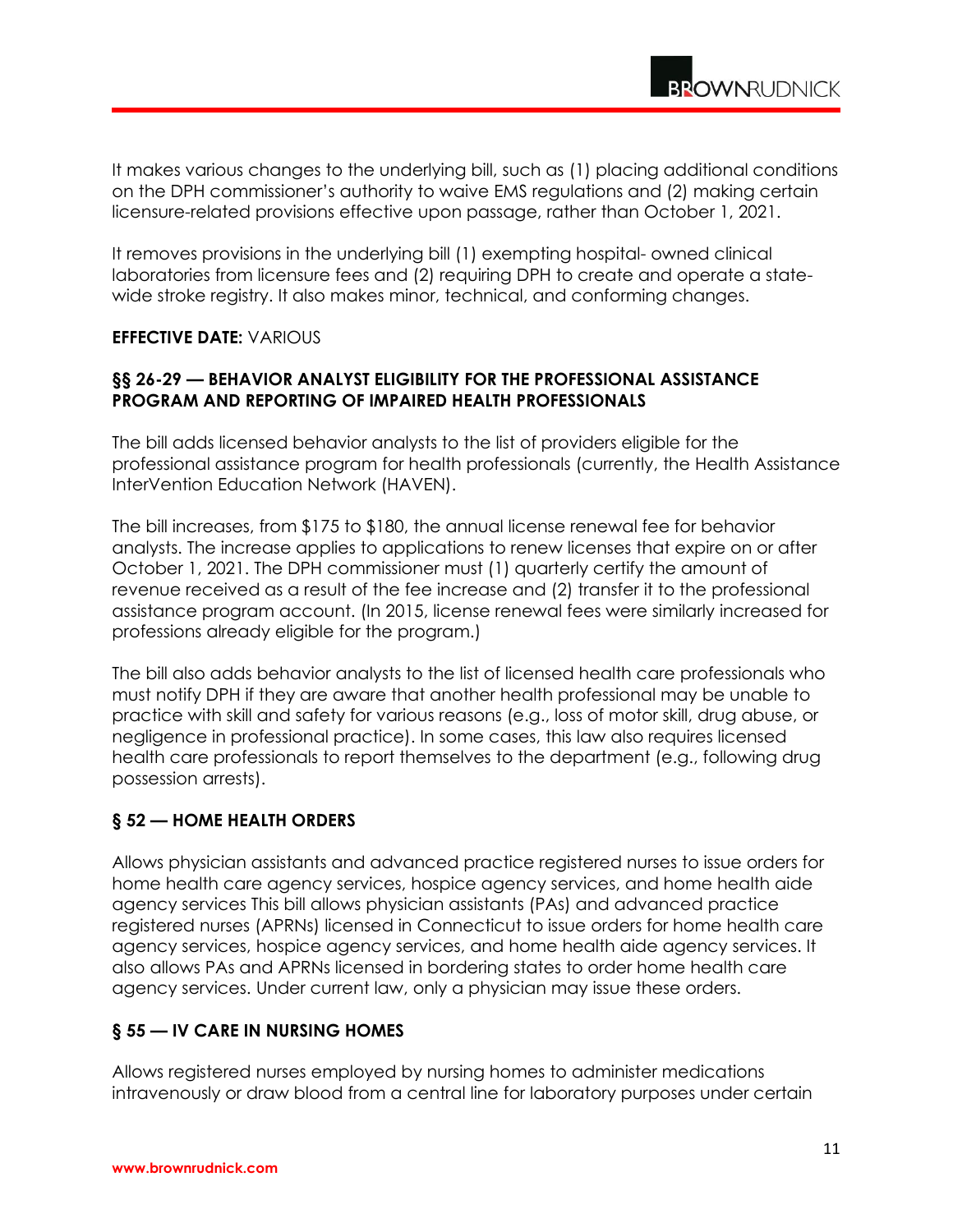It makes various changes to the underlying bill, such as (1) placing additional conditions on the DPH commissioner's authority to waive EMS regulations and (2) making certain licensure-related provisions effective upon passage, rather than October 1, 2021.

It removes provisions in the underlying bill (1) exempting hospital- owned clinical laboratories from licensure fees and (2) requiring DPH to create and operate a state-wide stroke registry. It also makes minor, technical, and conforming changes.

**EFFECTIVE DATE:** VARIOUS

### §§ 26-29 — BEHAVIOR ANALYST ELIGIBILITY FOR THE PROFESSIONAL ASSISTANCE PROGRAM AND REPORTING OF IMPAIRED HEALTH PROFESSIONALS

The bill adds licensed behavior analysts to the list of providers eligible for the professional assistance program for health professionals (currently, the Health Assistance InterVention Education Network (HAVEN).

The bill increases, from $175 to $180, the annual license renewal fee for behavior analysts. The increase applies to applications to renew licenses that expire on or after October 1, 2021. The DPH commissioner must (1) quarterly certify the amount of revenue received as a result of the fee increase and (2) transfer it to the professional assistance program account. (In 2015, license renewal fees were similarly increased for professions already eligible for the program.)

The bill also adds behavior analysts to the list of licensed health care professionals who must notify DPH if they are aware that another health professional may be unable to practice with skill and safety for various reasons (e.g., loss of motor skill, drug abuse, or negligence in professional practice). In some cases, this law also requires licensed health care professionals to report themselves to the department (e.g., following drug possession arrests).

### § 52 — HOME HEALTH ORDERS

Allows physician assistants and advanced practice registered nurses to issue orders for home health care agency services, hospice agency services, and home health aide agency services This bill allows physician assistants (PAs) and advanced practice registered nurses (APRNs) licensed in Connecticut to issue orders for home health care agency services, hospice agency services, and home health aide agency services. It also allows PAs and APRNs licensed in bordering states to order home health care agency services. Under current law, only a physician may issue these orders.

### § 55 — IV CARE IN NURSING HOMES

Allows registered nurses employed by nursing homes to administer medications intravenously or draw blood from a central line for laboratory purposes under certain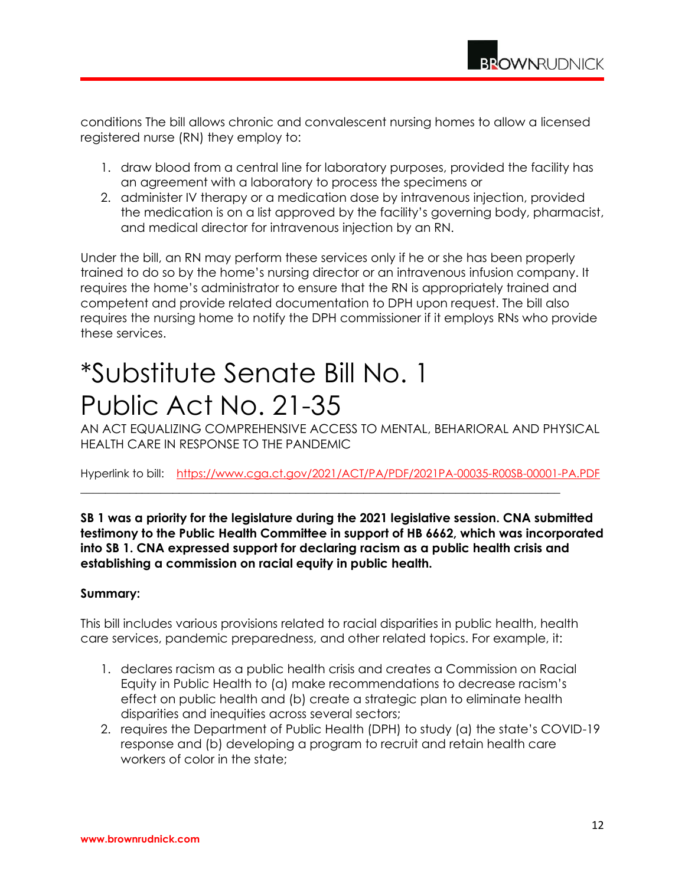conditions The bill allows chronic and convalescent nursing homes to allow a licensed registered nurse (RN) they employ to:

1. draw blood from a central line for laboratory purposes, provided the facility has an agreement with a laboratory to process the specimens or
2. administer IV therapy or a medication dose by intravenous injection, provided the medication is on a list approved by the facility's governing body, pharmacist, and medical director for intravenous injection by an RN.

Under the bill, an RN may perform these services only if he or she has been properly trained to do so by the home's nursing director or an intravenous infusion company. It requires the home's administrator to ensure that the RN is appropriately trained and competent and provide related documentation to DPH upon request. The bill also requires the nursing home to notify the DPH commissioner if it employs RNs who provide these services.

# *Substitute Senate Bill No. 1 Public Act No. 21-35

AN ACT EQUALIZING COMPREHENSIVE ACCESS TO MENTAL, BEHARIORAL AND PHYSICAL HEALTH CARE IN RESPONSE TO THE PANDEMIC

Hyperlink to bill: https://www.cga.ct.gov/2021/ACT/PA/PDF/2021PA-00035-R00SB-00001-PA.PDF

---

**SB 1 was a priority for the legislature during the 2021 legislative session. CNA submitted testimony to the Public Health Committee in support of HB 6662, which was incorporated into SB 1. CNA expressed support for declaring racism as a public health crisis and establishing a commission on racial equity in public health.**

**Summary:**

This bill includes various provisions related to racial disparities in public health, health care services, pandemic preparedness, and other related topics. For example, it:

1. declares racism as a public health crisis and creates a Commission on Racial Equity in Public Health to (a) make recommendations to decrease racism's effect on public health and (b) create a strategic plan to eliminate health disparities and inequities across several sectors;
2. requires the Department of Public Health (DPH) to study (a) the state's COVID-19 response and (b) developing a program to recruit and retain health care workers of color in the state;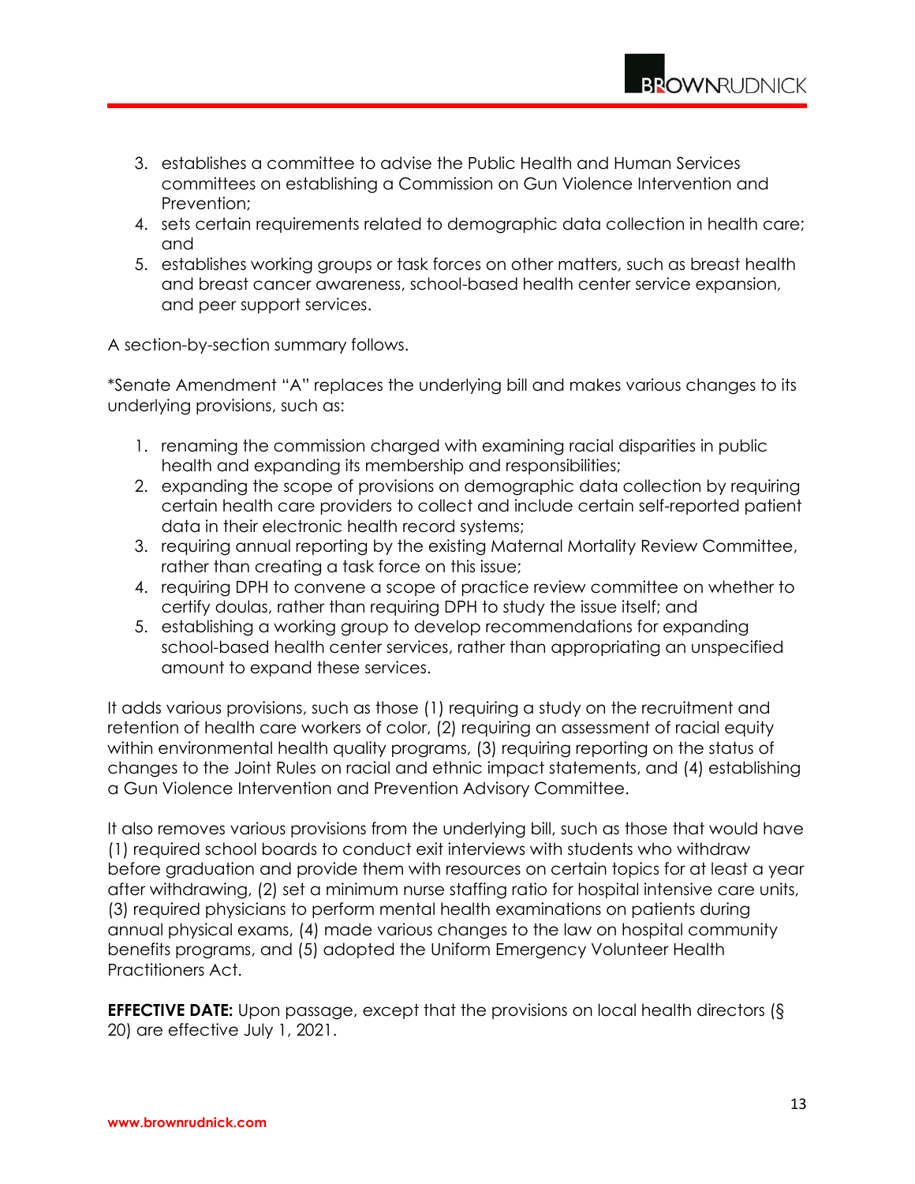3. establishes a committee to advise the Public Health and Human Services committees on establishing a Commission on Gun Violence Intervention and Prevention;
4. sets certain requirements related to demographic data collection in health care; and
5. establishes working groups or task forces on other matters, such as breast health and breast cancer awareness, school-based health center service expansion, and peer support services.

A section-by-section summary follows.

*Senate Amendment "A" replaces the underlying bill and makes various changes to its underlying provisions, such as:

1. renaming the commission charged with examining racial disparities in public health and expanding its membership and responsibilities;
2. expanding the scope of provisions on demographic data collection by requiring certain health care providers to collect and include certain self-reported patient data in their electronic health record systems;
3. requiring annual reporting by the existing Maternal Mortality Review Committee, rather than creating a task force on this issue;
4. requiring DPH to convene a scope of practice review committee on whether to certify doulas, rather than requiring DPH to study the issue itself; and
5. establishing a working group to develop recommendations for expanding school-based health center services, rather than appropriating an unspecified amount to expand these services.

It adds various provisions, such as those (1) requiring a study on the recruitment and retention of health care workers of color, (2) requiring an assessment of racial equity within environmental health quality programs, (3) requiring reporting on the status of changes to the Joint Rules on racial and ethnic impact statements, and (4) establishing a Gun Violence Intervention and Prevention Advisory Committee.

It also removes various provisions from the underlying bill, such as those that would have (1) required school boards to conduct exit interviews with students who withdraw before graduation and provide them with resources on certain topics for at least a year after withdrawing, (2) set a minimum nurse staffing ratio for hospital intensive care units, (3) required physicians to perform mental health examinations on patients during annual physical exams, (4) made various changes to the law on hospital community benefits programs, and (5) adopted the Uniform Emergency Volunteer Health Practitioners Act.

**EFFECTIVE DATE:** Upon passage, except that the provisions on local health directors (§ 20) are effective July 1, 2021.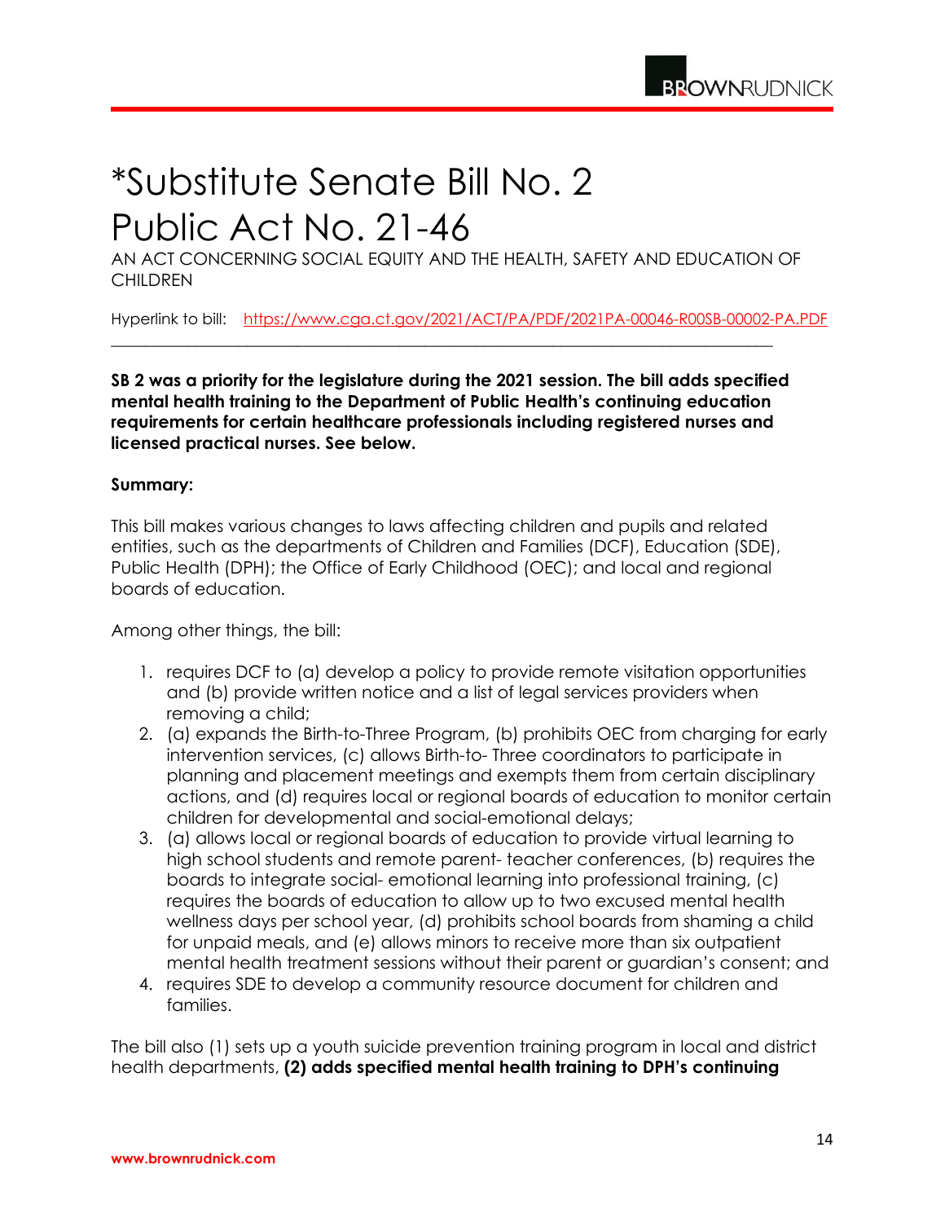# *Substitute Senate Bill No. 2
# Public Act No. 21-46

AN ACT CONCERNING SOCIAL EQUITY AND THE HEALTH, SAFETY AND EDUCATION OF CHILDREN

Hyperlink to bill: https://www.cga.ct.gov/2021/ACT/PA/PDF/2021PA-00046-R00SB-00002-PA.PDF

---

**SB 2 was a priority for the legislature during the 2021 session. The bill adds specified mental health training to the Department of Public Health's continuing education requirements for certain healthcare professionals including registered nurses and licensed practical nurses. See below.**

**Summary:**

This bill makes various changes to laws affecting children and pupils and related entities, such as the departments of Children and Families (DCF), Education (SDE), Public Health (DPH); the Office of Early Childhood (OEC); and local and regional boards of education.

Among other things, the bill:

1. requires DCF to (a) develop a policy to provide remote visitation opportunities and (b) provide written notice and a list of legal services providers when removing a child;
2. (a) expands the Birth-to-Three Program, (b) prohibits OEC from charging for early intervention services, (c) allows Birth-to- Three coordinators to participate in planning and placement meetings and exempts them from certain disciplinary actions, and (d) requires local or regional boards of education to monitor certain children for developmental and social-emotional delays;
3. (a) allows local or regional boards of education to provide virtual learning to high school students and remote parent- teacher conferences, (b) requires the boards to integrate social- emotional learning into professional training, (c) requires the boards of education to allow up to two excused mental health wellness days per school year, (d) prohibits school boards from shaming a child for unpaid meals, and (e) allows minors to receive more than six outpatient mental health treatment sessions without their parent or guardian's consent; and
4. requires SDE to develop a community resource document for children and families.

The bill also (1) sets up a youth suicide prevention training program in local and district health departments, **(2) adds specified mental health training to DPH's continuing**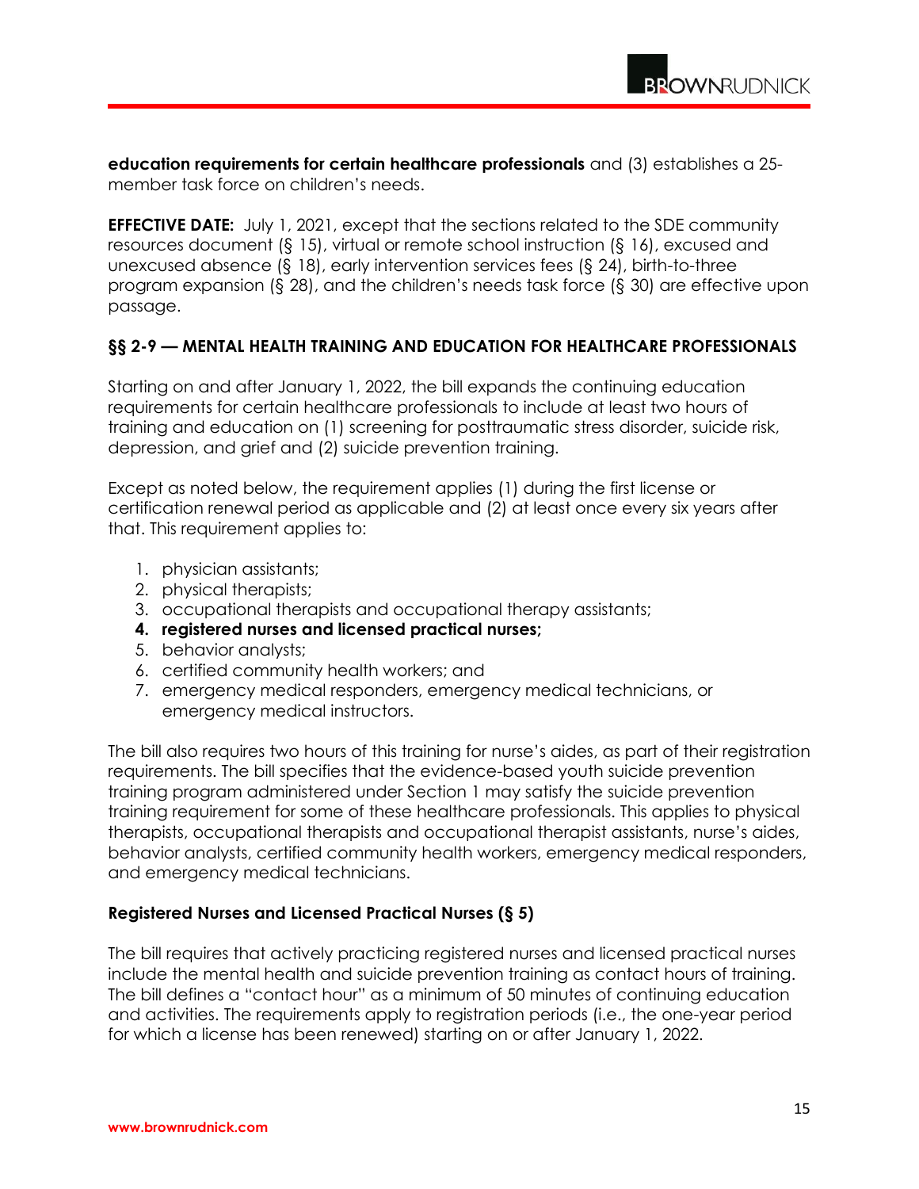**education requirements for certain healthcare professionals** and (3) establishes a 25-member task force on children's needs.

**EFFECTIVE DATE:** July 1, 2021, except that the sections related to the SDE community resources document (§ 15), virtual or remote school instruction (§ 16), excused and unexcused absence (§ 18), early intervention services fees (§ 24), birth-to-three program expansion (§ 28), and the children's needs task force (§ 30) are effective upon passage.

## §§ 2-9 — MENTAL HEALTH TRAINING AND EDUCATION FOR HEALTHCARE PROFESSIONALS

Starting on and after January 1, 2022, the bill expands the continuing education requirements for certain healthcare professionals to include at least two hours of training and education on (1) screening for posttraumatic stress disorder, suicide risk, depression, and grief and (2) suicide prevention training.

Except as noted below, the requirement applies (1) during the first license or certification renewal period as applicable and (2) at least once every six years after that. This requirement applies to:

1. physician assistants;
2. physical therapists;
3. occupational therapists and occupational therapy assistants;
4. **registered nurses and licensed practical nurses;**
5. behavior analysts;
6. certified community health workers; and
7. emergency medical responders, emergency medical technicians, or emergency medical instructors.

The bill also requires two hours of this training for nurse's aides, as part of their registration requirements. The bill specifies that the evidence-based youth suicide prevention training program administered under Section 1 may satisfy the suicide prevention training requirement for some of these healthcare professionals. This applies to physical therapists, occupational therapists and occupational therapist assistants, nurse's aides, behavior analysts, certified community health workers, emergency medical responders, and emergency medical technicians.

### Registered Nurses and Licensed Practical Nurses (§ 5)

The bill requires that actively practicing registered nurses and licensed practical nurses include the mental health and suicide prevention training as contact hours of training. The bill defines a "contact hour" as a minimum of 50 minutes of continuing education and activities. The requirements apply to registration periods (i.e., the one-year period for which a license has been renewed) starting on or after January 1, 2022.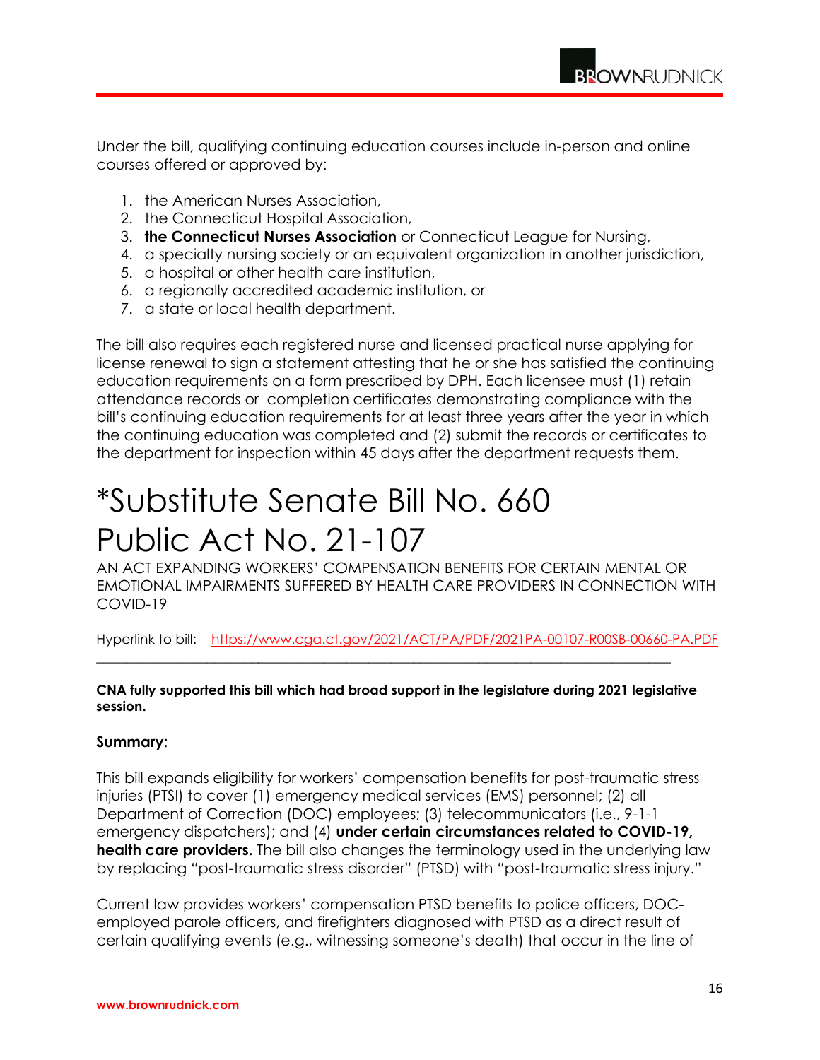Under the bill, qualifying continuing education courses include in-person and online courses offered or approved by:

1. the American Nurses Association,
2. the Connecticut Hospital Association,
3. **the Connecticut Nurses Association** or Connecticut League for Nursing,
4. a specialty nursing society or an equivalent organization in another jurisdiction,
5. a hospital or other health care institution,
6. a regionally accredited academic institution, or
7. a state or local health department.

The bill also requires each registered nurse and licensed practical nurse applying for license renewal to sign a statement attesting that he or she has satisfied the continuing education requirements on a form prescribed by DPH. Each licensee must (1) retain attendance records or completion certificates demonstrating compliance with the bill's continuing education requirements for at least three years after the year in which the continuing education was completed and (2) submit the records or certificates to the department for inspection within 45 days after the department requests them.

# *Substitute Senate Bill No. 660
# Public Act No. 21-107

AN ACT EXPANDING WORKERS' COMPENSATION BENEFITS FOR CERTAIN MENTAL OR EMOTIONAL IMPAIRMENTS SUFFERED BY HEALTH CARE PROVIDERS IN CONNECTION WITH COVID-19

Hyperlink to bill: https://www.cga.ct.gov/2021/ACT/PA/PDF/2021PA-00107-R00SB-00660-PA.PDF

---

**CNA fully supported this bill which had broad support in the legislature during 2021 legislative session.**

**Summary:**

This bill expands eligibility for workers' compensation benefits for post-traumatic stress injuries (PTSI) to cover (1) emergency medical services (EMS) personnel; (2) all Department of Correction (DOC) employees; (3) telecommunicators (i.e., 9-1-1 emergency dispatchers); and (4) **under certain circumstances related to COVID-19, health care providers.** The bill also changes the terminology used in the underlying law by replacing "post-traumatic stress disorder" (PTSD) with "post-traumatic stress injury."

Current law provides workers' compensation PTSD benefits to police officers, DOC-employed parole officers, and firefighters diagnosed with PTSD as a direct result of certain qualifying events (e.g., witnessing someone's death) that occur in the line of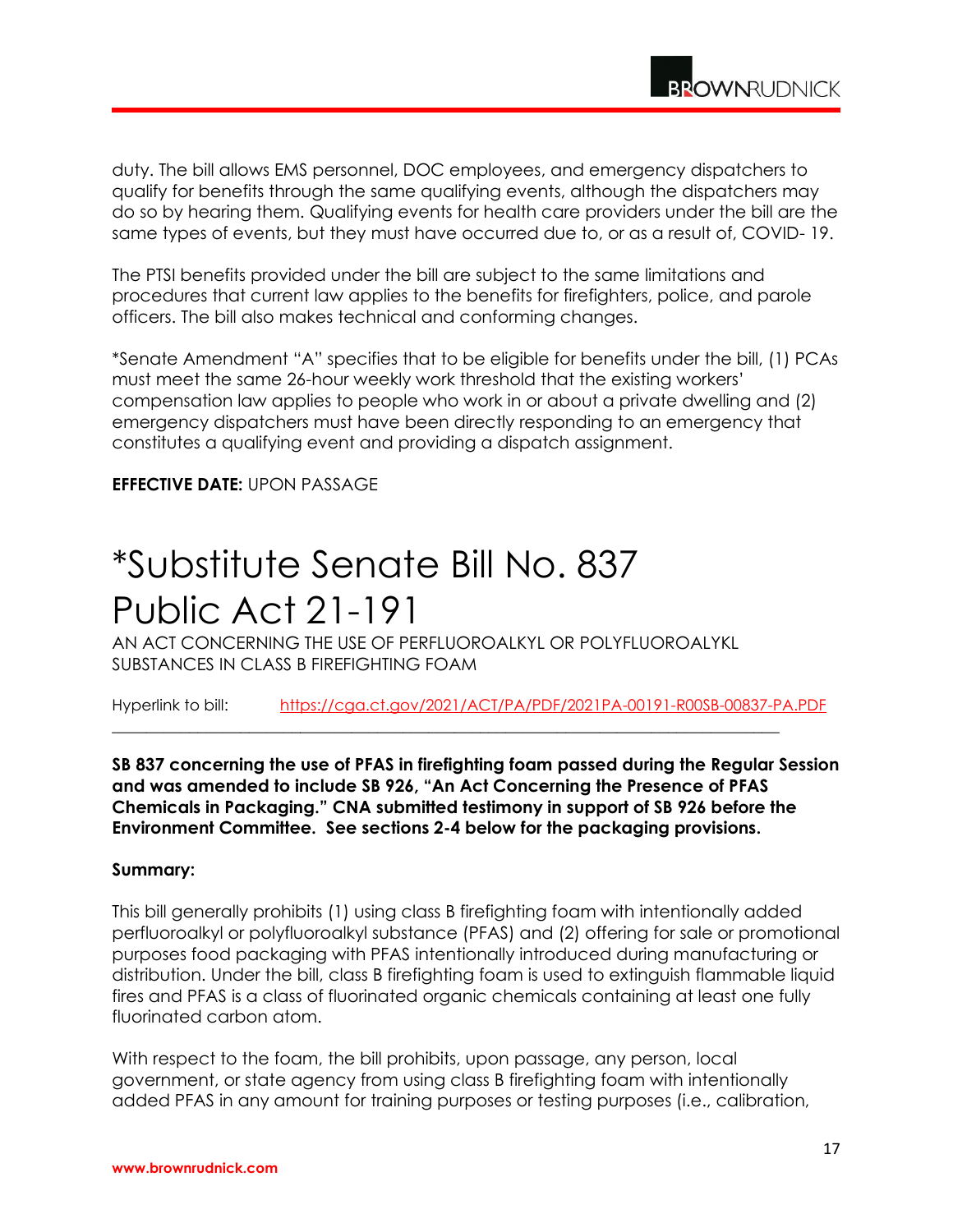duty. The bill allows EMS personnel, DOC employees, and emergency dispatchers to qualify for benefits through the same qualifying events, although the dispatchers may do so by hearing them. Qualifying events for health care providers under the bill are the same types of events, but they must have occurred due to, or as a result of, COVID- 19.

The PTSI benefits provided under the bill are subject to the same limitations and procedures that current law applies to the benefits for firefighters, police, and parole officers. The bill also makes technical and conforming changes.

*Senate Amendment "A" specifies that to be eligible for benefits under the bill, (1) PCAs must meet the same 26-hour weekly work threshold that the existing workers' compensation law applies to people who work in or about a private dwelling and (2) emergency dispatchers must have been directly responding to an emergency that constitutes a qualifying event and providing a dispatch assignment.

**EFFECTIVE DATE:** UPON PASSAGE

# *Substitute Senate Bill No. 837 Public Act 21-191

AN ACT CONCERNING THE USE OF PERFLUOROALKYL OR POLYFLUOROALYKL SUBSTANCES IN CLASS B FIREFIGHTING FOAM

Hyperlink to bill: https://cga.ct.gov/2021/ACT/PA/PDF/2021PA-00191-R00SB-00837-PA.PDF

---

**SB 837 concerning the use of PFAS in firefighting foam passed during the Regular Session and was amended to include SB 926, "An Act Concerning the Presence of PFAS Chemicals in Packaging." CNA submitted testimony in support of SB 926 before the Environment Committee. See sections 2-4 below for the packaging provisions.**

**Summary:**

This bill generally prohibits (1) using class B firefighting foam with intentionally added perfluoroalkyl or polyfluoroalkyl substance (PFAS) and (2) offering for sale or promotional purposes food packaging with PFAS intentionally introduced during manufacturing or distribution. Under the bill, class B firefighting foam is used to extinguish flammable liquid fires and PFAS is a class of fluorinated organic chemicals containing at least one fully fluorinated carbon atom.

With respect to the foam, the bill prohibits, upon passage, any person, local government, or state agency from using class B firefighting foam with intentionally added PFAS in any amount for training purposes or testing purposes (i.e., calibration,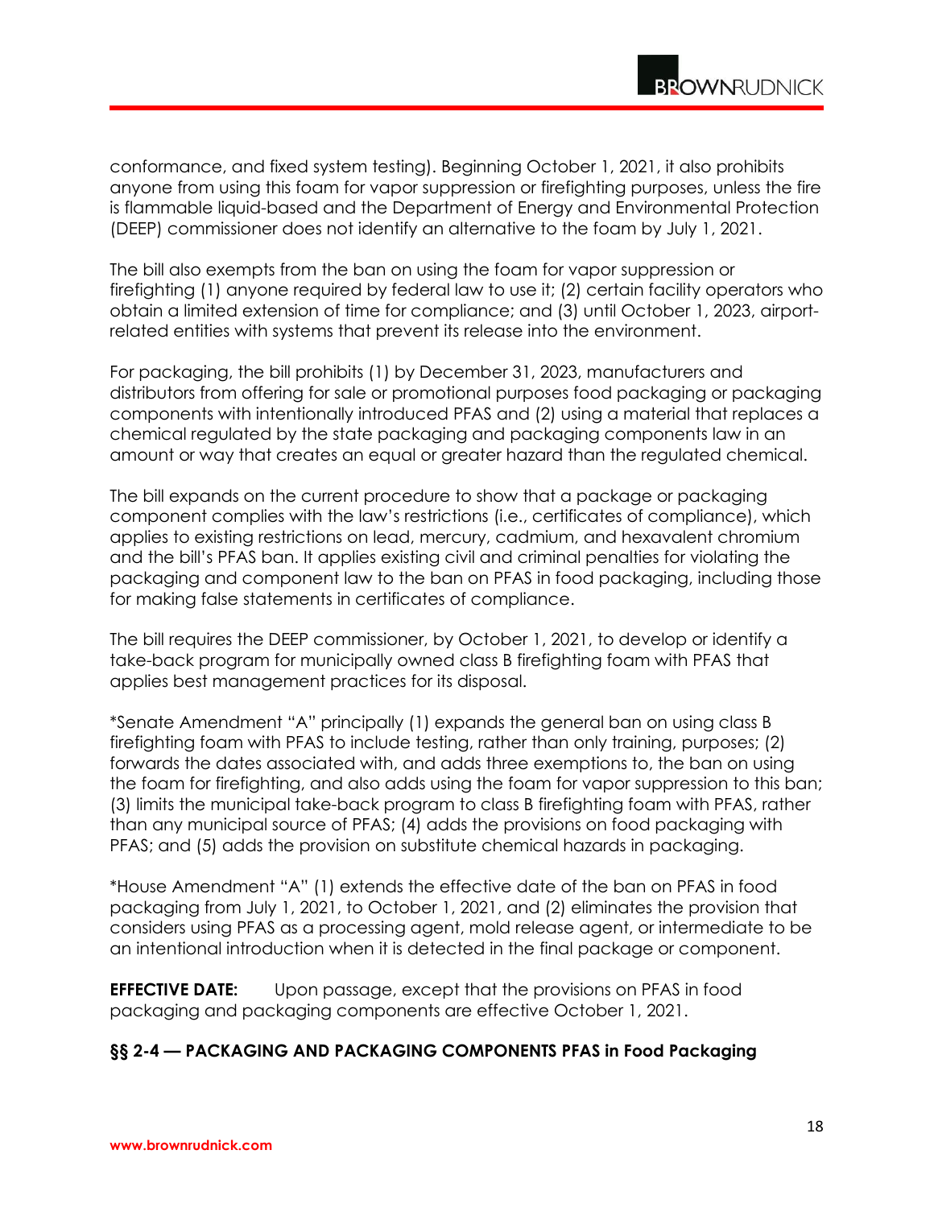conformance, and fixed system testing). Beginning October 1, 2021, it also prohibits anyone from using this foam for vapor suppression or firefighting purposes, unless the fire is flammable liquid-based and the Department of Energy and Environmental Protection (DEEP) commissioner does not identify an alternative to the foam by July 1, 2021.

The bill also exempts from the ban on using the foam for vapor suppression or firefighting (1) anyone required by federal law to use it; (2) certain facility operators who obtain a limited extension of time for compliance; and (3) until October 1, 2023, airport-related entities with systems that prevent its release into the environment.

For packaging, the bill prohibits (1) by December 31, 2023, manufacturers and distributors from offering for sale or promotional purposes food packaging or packaging components with intentionally introduced PFAS and (2) using a material that replaces a chemical regulated by the state packaging and packaging components law in an amount or way that creates an equal or greater hazard than the regulated chemical.

The bill expands on the current procedure to show that a package or packaging component complies with the law's restrictions (i.e., certificates of compliance), which applies to existing restrictions on lead, mercury, cadmium, and hexavalent chromium and the bill's PFAS ban. It applies existing civil and criminal penalties for violating the packaging and component law to the ban on PFAS in food packaging, including those for making false statements in certificates of compliance.

The bill requires the DEEP commissioner, by October 1, 2021, to develop or identify a take-back program for municipally owned class B firefighting foam with PFAS that applies best management practices for its disposal.

*Senate Amendment "A" principally (1) expands the general ban on using class B firefighting foam with PFAS to include testing, rather than only training, purposes; (2) forwards the dates associated with, and adds three exemptions to, the ban on using the foam for firefighting, and also adds using the foam for vapor suppression to this ban; (3) limits the municipal take-back program to class B firefighting foam with PFAS, rather than any municipal source of PFAS; (4) adds the provisions on food packaging with PFAS; and (5) adds the provision on substitute chemical hazards in packaging.

*House Amendment "A" (1) extends the effective date of the ban on PFAS in food packaging from July 1, 2021, to October 1, 2021, and (2) eliminates the provision that considers using PFAS as a processing agent, mold release agent, or intermediate to be an intentional introduction when it is detected in the final package or component.

**EFFECTIVE DATE:** Upon passage, except that the provisions on PFAS in food packaging and packaging components are effective October 1, 2021.

**§§ 2-4 — PACKAGING AND PACKAGING COMPONENTS PFAS in Food Packaging**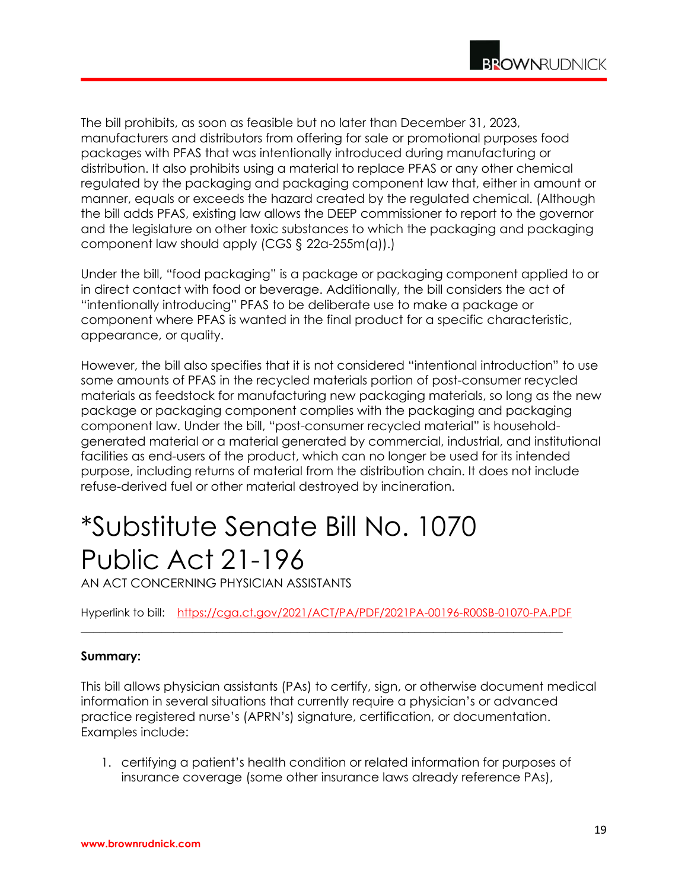The bill prohibits, as soon as feasible but no later than December 31, 2023, manufacturers and distributors from offering for sale or promotional purposes food packages with PFAS that was intentionally introduced during manufacturing or distribution. It also prohibits using a material to replace PFAS or any other chemical regulated by the packaging and packaging component law that, either in amount or manner, equals or exceeds the hazard created by the regulated chemical. (Although the bill adds PFAS, existing law allows the DEEP commissioner to report to the governor and the legislature on other toxic substances to which the packaging and packaging component law should apply (CGS § 22a-255m(a)).)

Under the bill, "food packaging" is a package or packaging component applied to or in direct contact with food or beverage. Additionally, the bill considers the act of "intentionally introducing" PFAS to be deliberate use to make a package or component where PFAS is wanted in the final product for a specific characteristic, appearance, or quality.

However, the bill also specifies that it is not considered "intentional introduction" to use some amounts of PFAS in the recycled materials portion of post-consumer recycled materials as feedstock for manufacturing new packaging materials, so long as the new package or packaging component complies with the packaging and packaging component law. Under the bill, "post-consumer recycled material" is household-generated material or a material generated by commercial, industrial, and institutional facilities as end-users of the product, which can no longer be used for its intended purpose, including returns of material from the distribution chain. It does not include refuse-derived fuel or other material destroyed by incineration.

# *Substitute Senate Bill No. 1070 Public Act 21-196

AN ACT CONCERNING PHYSICIAN ASSISTANTS

Hyperlink to bill: [https://cga.ct.gov/2021/ACT/PA/PDF/2021PA-00196-R00SB-01070-PA.PDF](https://cga.ct.gov/2021/ACT/PA/PDF/2021PA-00196-R00SB-01070-PA.PDF)

---

**Summary:**

This bill allows physician assistants (PAs) to certify, sign, or otherwise document medical information in several situations that currently require a physician's or advanced practice registered nurse's (APRN's) signature, certification, or documentation. Examples include:

1. certifying a patient's health condition or related information for purposes of insurance coverage (some other insurance laws already reference PAs),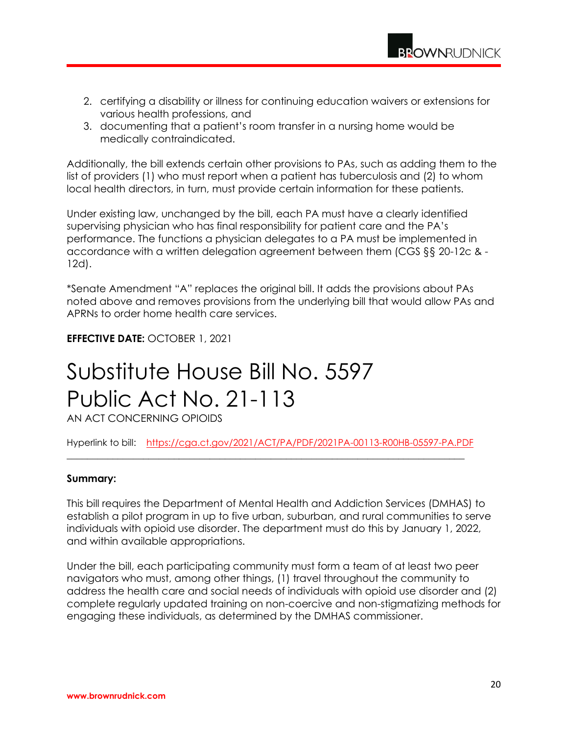2. certifying a disability or illness for continuing education waivers or extensions for various health professions, and
3. documenting that a patient's room transfer in a nursing home would be medically contraindicated.

Additionally, the bill extends certain other provisions to PAs, such as adding them to the list of providers (1) who must report when a patient has tuberculosis and (2) to whom local health directors, in turn, must provide certain information for these patients.

Under existing law, unchanged by the bill, each PA must have a clearly identified supervising physician who has final responsibility for patient care and the PA's performance. The functions a physician delegates to a PA must be implemented in accordance with a written delegation agreement between them (CGS §§ 20-12c & -12d).

*Senate Amendment "A" replaces the original bill. It adds the provisions about PAs noted above and removes provisions from the underlying bill that would allow PAs and APRNs to order home health care services.

**EFFECTIVE DATE:** OCTOBER 1, 2021

# Substitute House Bill No. 5597
# Public Act No. 21-113

AN ACT CONCERNING OPIOIDS

Hyperlink to bill: https://cga.ct.gov/2021/ACT/PA/PDF/2021PA-00113-R00HB-05597-PA.PDF

---

**Summary:**

This bill requires the Department of Mental Health and Addiction Services (DMHAS) to establish a pilot program in up to five urban, suburban, and rural communities to serve individuals with opioid use disorder. The department must do this by January 1, 2022, and within available appropriations.

Under the bill, each participating community must form a team of at least two peer navigators who must, among other things, (1) travel throughout the community to address the health care and social needs of individuals with opioid use disorder and (2) complete regularly updated training on non-coercive and non-stigmatizing methods for engaging these individuals, as determined by the DMHAS commissioner.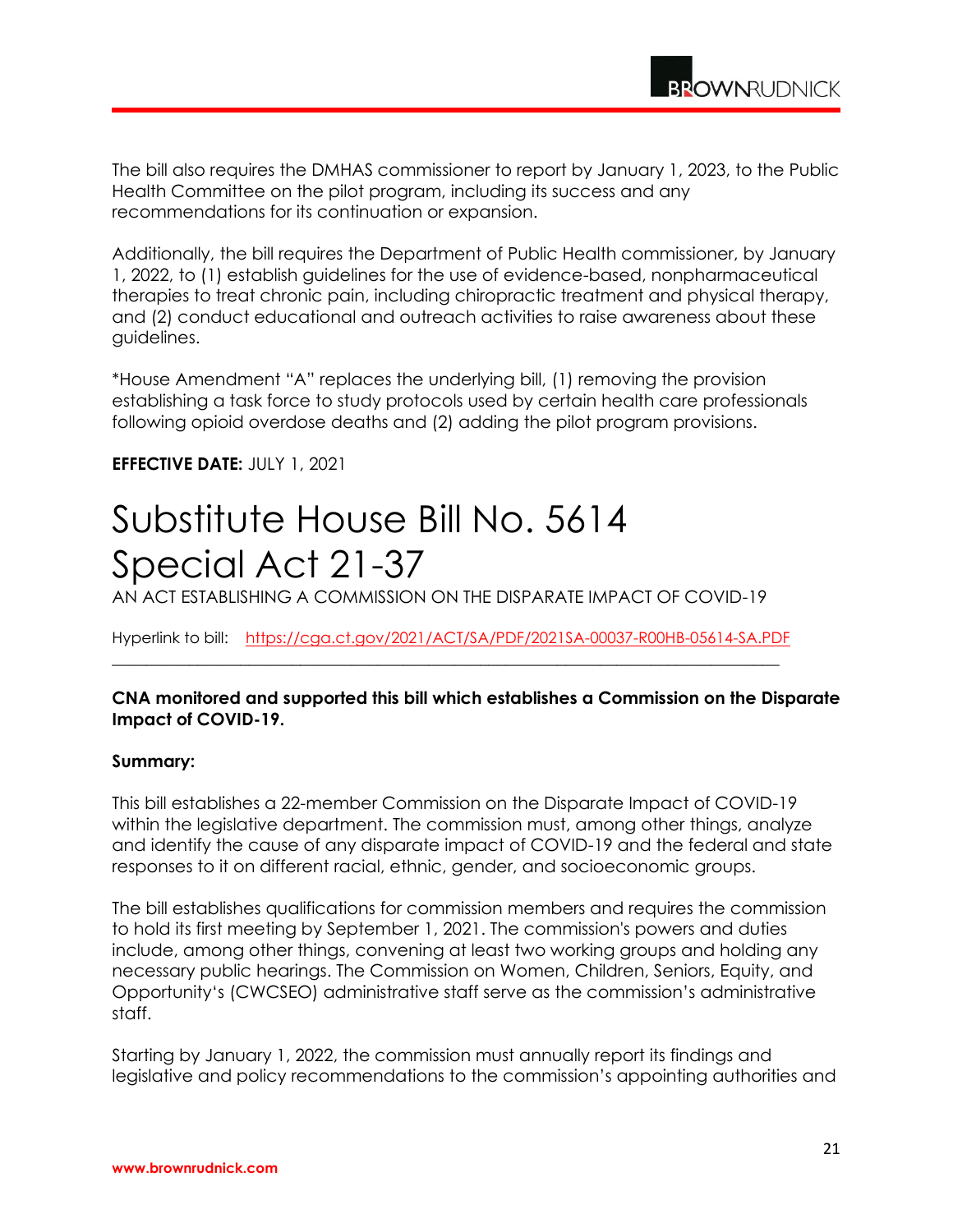The bill also requires the DMHAS commissioner to report by January 1, 2023, to the Public Health Committee on the pilot program, including its success and any recommendations for its continuation or expansion.

Additionally, the bill requires the Department of Public Health commissioner, by January 1, 2022, to (1) establish guidelines for the use of evidence-based, nonpharmaceutical therapies to treat chronic pain, including chiropractic treatment and physical therapy, and (2) conduct educational and outreach activities to raise awareness about these guidelines.

*House Amendment "A" replaces the underlying bill, (1) removing the provision establishing a task force to study protocols used by certain health care professionals following opioid overdose deaths and (2) adding the pilot program provisions.

**EFFECTIVE DATE:** JULY 1, 2021

# Substitute House Bill No. 5614
# Special Act 21-37

AN ACT ESTABLISHING A COMMISSION ON THE DISPARATE IMPACT OF COVID-19

Hyperlink to bill: https://cga.ct.gov/2021/ACT/SA/PDF/2021SA-00037-R00HB-05614-SA.PDF

---

**CNA monitored and supported this bill which establishes a Commission on the Disparate Impact of COVID-19.**

**Summary:**

This bill establishes a 22-member Commission on the Disparate Impact of COVID-19 within the legislative department. The commission must, among other things, analyze and identify the cause of any disparate impact of COVID-19 and the federal and state responses to it on different racial, ethnic, gender, and socioeconomic groups.

The bill establishes qualifications for commission members and requires the commission to hold its first meeting by September 1, 2021. The commission's powers and duties include, among other things, convening at least two working groups and holding any necessary public hearings. The Commission on Women, Children, Seniors, Equity, and Opportunity's (CWCSEO) administrative staff serve as the commission's administrative staff.

Starting by January 1, 2022, the commission must annually report its findings and legislative and policy recommendations to the commission's appointing authorities and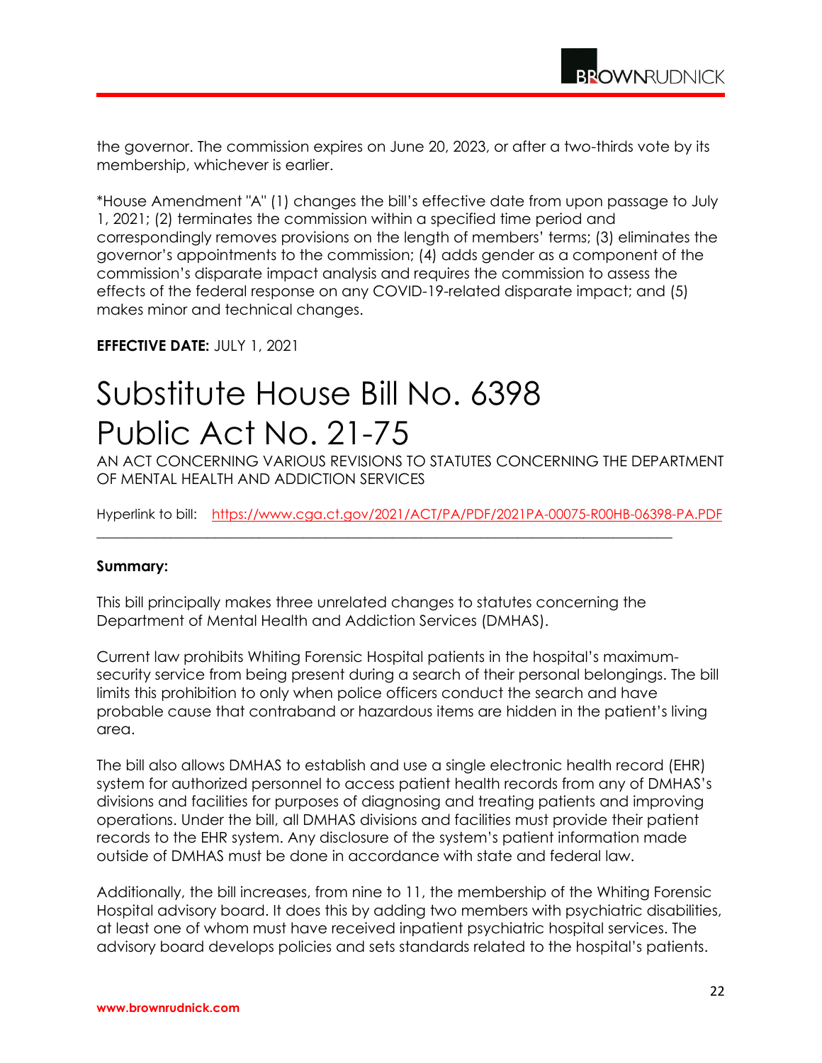the governor. The commission expires on June 20, 2023, or after a two-thirds vote by its membership, whichever is earlier.

*House Amendment "A" (1) changes the bill's effective date from upon passage to July 1, 2021; (2) terminates the commission within a specified time period and correspondingly removes provisions on the length of members' terms; (3) eliminates the governor's appointments to the commission; (4) adds gender as a component of the commission's disparate impact analysis and requires the commission to assess the effects of the federal response on any COVID-19-related disparate impact; and (5) makes minor and technical changes.

**EFFECTIVE DATE:** JULY 1, 2021

# Substitute House Bill No. 6398
# Public Act No. 21-75

AN ACT CONCERNING VARIOUS REVISIONS TO STATUTES CONCERNING THE DEPARTMENT OF MENTAL HEALTH AND ADDICTION SERVICES

Hyperlink to bill: https://www.cga.ct.gov/2021/ACT/PA/PDF/2021PA-00075-R00HB-06398-PA.PDF

---

**Summary:**

This bill principally makes three unrelated changes to statutes concerning the Department of Mental Health and Addiction Services (DMHAS).

Current law prohibits Whiting Forensic Hospital patients in the hospital's maximum-security service from being present during a search of their personal belongings. The bill limits this prohibition to only when police officers conduct the search and have probable cause that contraband or hazardous items are hidden in the patient's living area.

The bill also allows DMHAS to establish and use a single electronic health record (EHR) system for authorized personnel to access patient health records from any of DMHAS's divisions and facilities for purposes of diagnosing and treating patients and improving operations. Under the bill, all DMHAS divisions and facilities must provide their patient records to the EHR system. Any disclosure of the system's patient information made outside of DMHAS must be done in accordance with state and federal law.

Additionally, the bill increases, from nine to 11, the membership of the Whiting Forensic Hospital advisory board. It does this by adding two members with psychiatric disabilities, at least one of whom must have received inpatient psychiatric hospital services. The advisory board develops policies and sets standards related to the hospital's patients.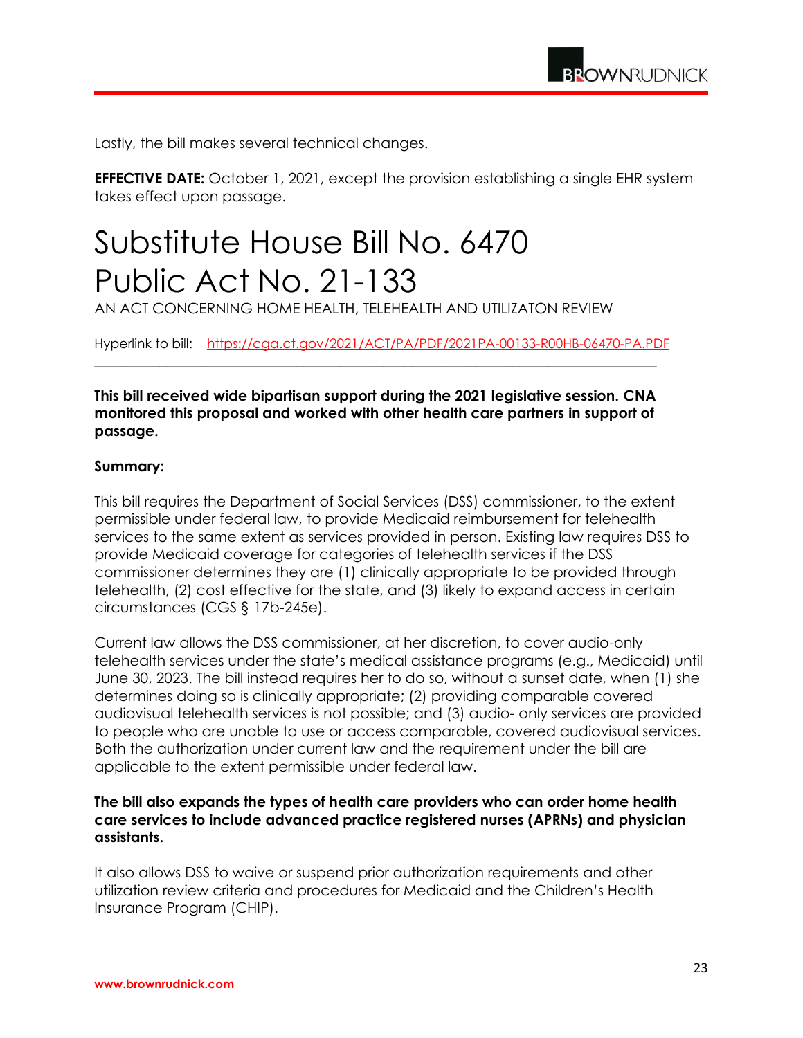Lastly, the bill makes several technical changes.

**EFFECTIVE DATE:** October 1, 2021, except the provision establishing a single EHR system takes effect upon passage.

# Substitute House Bill No. 6470
# Public Act No. 21-133

AN ACT CONCERNING HOME HEALTH, TELEHEALTH AND UTILIZATON REVIEW

Hyperlink to bill: https://cga.ct.gov/2021/ACT/PA/PDF/2021PA-00133-R00HB-06470-PA.PDF

---

**This bill received wide bipartisan support during the 2021 legislative session. CNA monitored this proposal and worked with other health care partners in support of passage.**

**Summary:**

This bill requires the Department of Social Services (DSS) commissioner, to the extent permissible under federal law, to provide Medicaid reimbursement for telehealth services to the same extent as services provided in person. Existing law requires DSS to provide Medicaid coverage for categories of telehealth services if the DSS commissioner determines they are (1) clinically appropriate to be provided through telehealth, (2) cost effective for the state, and (3) likely to expand access in certain circumstances (CGS § 17b-245e).

Current law allows the DSS commissioner, at her discretion, to cover audio-only telehealth services under the state's medical assistance programs (e.g., Medicaid) until June 30, 2023. The bill instead requires her to do so, without a sunset date, when (1) she determines doing so is clinically appropriate; (2) providing comparable covered audiovisual telehealth services is not possible; and (3) audio- only services are provided to people who are unable to use or access comparable, covered audiovisual services. Both the authorization under current law and the requirement under the bill are applicable to the extent permissible under federal law.

**The bill also expands the types of health care providers who can order home health care services to include advanced practice registered nurses (APRNs) and physician assistants.**

It also allows DSS to waive or suspend prior authorization requirements and other utilization review criteria and procedures for Medicaid and the Children's Health Insurance Program (CHIP).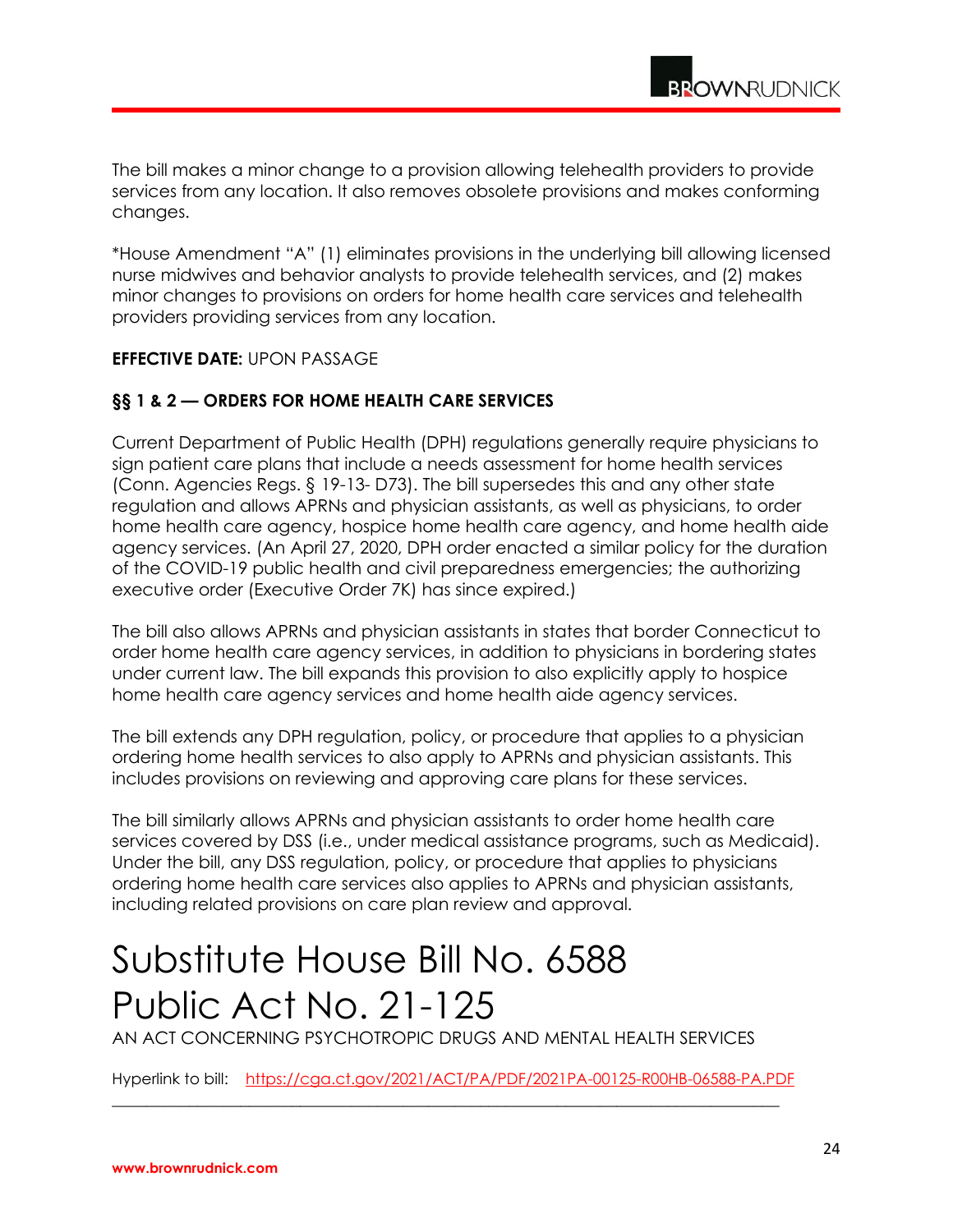The bill makes a minor change to a provision allowing telehealth providers to provide services from any location. It also removes obsolete provisions and makes conforming changes.

*House Amendment "A" (1) eliminates provisions in the underlying bill allowing licensed nurse midwives and behavior analysts to provide telehealth services, and (2) makes minor changes to provisions on orders for home health care services and telehealth providers providing services from any location.

**EFFECTIVE DATE:** UPON PASSAGE

**§§ 1 & 2 — ORDERS FOR HOME HEALTH CARE SERVICES**

Current Department of Public Health (DPH) regulations generally require physicians to sign patient care plans that include a needs assessment for home health services (Conn. Agencies Regs. § 19-13- D73). The bill supersedes this and any other state regulation and allows APRNs and physician assistants, as well as physicians, to order home health care agency, hospice home health care agency, and home health aide agency services. (An April 27, 2020, DPH order enacted a similar policy for the duration of the COVID-19 public health and civil preparedness emergencies; the authorizing executive order (Executive Order 7K) has since expired.)

The bill also allows APRNs and physician assistants in states that border Connecticut to order home health care agency services, in addition to physicians in bordering states under current law. The bill expands this provision to also explicitly apply to hospice home health care agency services and home health aide agency services.

The bill extends any DPH regulation, policy, or procedure that applies to a physician ordering home health services to also apply to APRNs and physician assistants. This includes provisions on reviewing and approving care plans for these services.

The bill similarly allows APRNs and physician assistants to order home health care services covered by DSS (i.e., under medical assistance programs, such as Medicaid). Under the bill, any DSS regulation, policy, or procedure that applies to physicians ordering home health care services also applies to APRNs and physician assistants, including related provisions on care plan review and approval.

# Substitute House Bill No. 6588
# Public Act No. 21-125

AN ACT CONCERNING PSYCHOTROPIC DRUGS AND MENTAL HEALTH SERVICES

Hyperlink to bill: https://cga.ct.gov/2021/ACT/PA/PDF/2021PA-00125-R00HB-06588-PA.PDF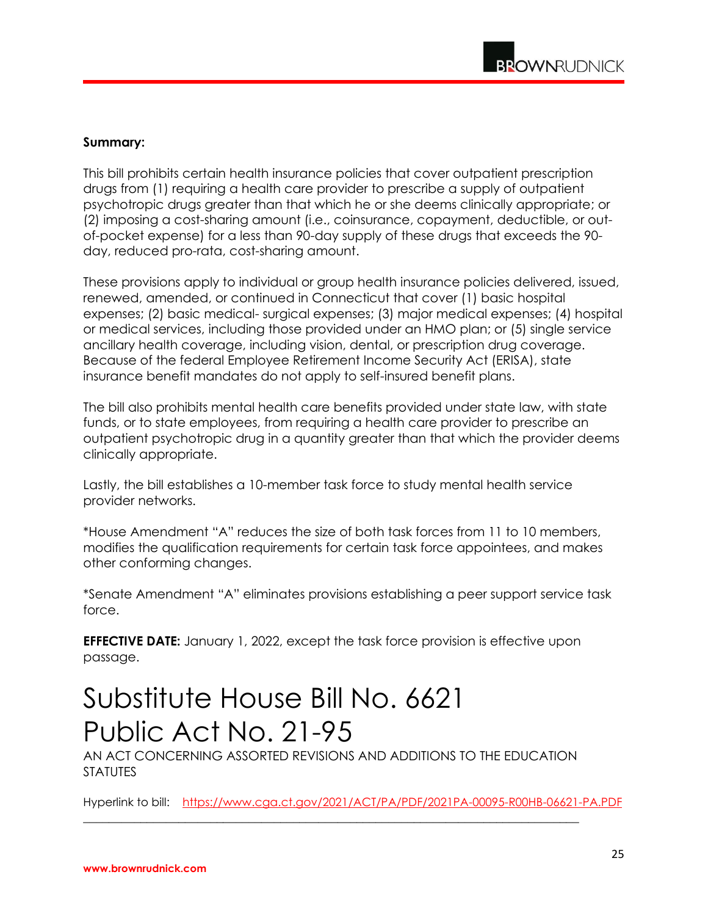**Summary:**

This bill prohibits certain health insurance policies that cover outpatient prescription drugs from (1) requiring a health care provider to prescribe a supply of outpatient psychotropic drugs greater than that which he or she deems clinically appropriate; or (2) imposing a cost-sharing amount (i.e., coinsurance, copayment, deductible, or out-of-pocket expense) for a less than 90-day supply of these drugs that exceeds the 90-day, reduced pro-rata, cost-sharing amount.

These provisions apply to individual or group health insurance policies delivered, issued, renewed, amended, or continued in Connecticut that cover (1) basic hospital expenses; (2) basic medical- surgical expenses; (3) major medical expenses; (4) hospital or medical services, including those provided under an HMO plan; or (5) single service ancillary health coverage, including vision, dental, or prescription drug coverage. Because of the federal Employee Retirement Income Security Act (ERISA), state insurance benefit mandates do not apply to self-insured benefit plans.

The bill also prohibits mental health care benefits provided under state law, with state funds, or to state employees, from requiring a health care provider to prescribe an outpatient psychotropic drug in a quantity greater than that which the provider deems clinically appropriate.

Lastly, the bill establishes a 10-member task force to study mental health service provider networks.

*House Amendment "A" reduces the size of both task forces from 11 to 10 members, modifies the qualification requirements for certain task force appointees, and makes other conforming changes.

*Senate Amendment "A" eliminates provisions establishing a peer support service task force.

**EFFECTIVE DATE:** January 1, 2022, except the task force provision is effective upon passage.

# Substitute House Bill No. 6621
# Public Act No. 21-95

AN ACT CONCERNING ASSORTED REVISIONS AND ADDITIONS TO THE EDUCATION STATUTES

Hyperlink to bill: https://www.cga.ct.gov/2021/ACT/PA/PDF/2021PA-00095-R00HB-06621-PA.PDF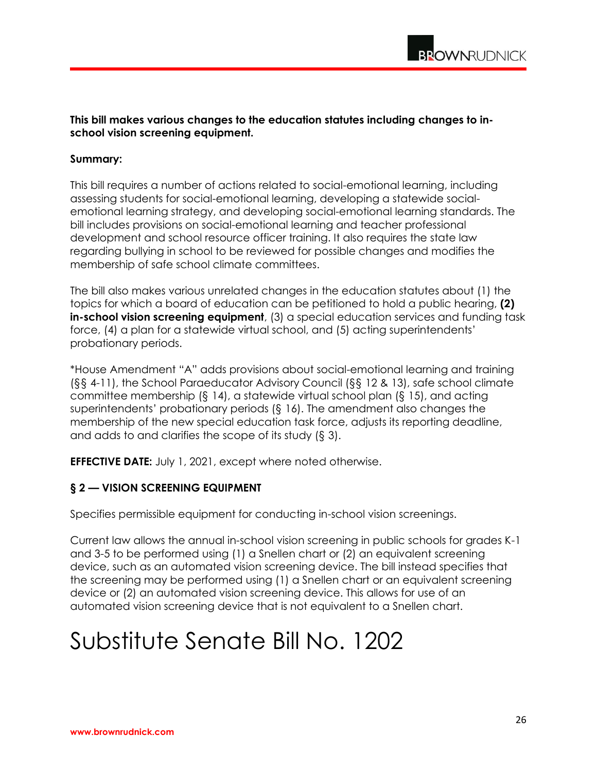**This bill makes various changes to the education statutes including changes to in-school vision screening equipment.**

**Summary:**

This bill requires a number of actions related to social-emotional learning, including assessing students for social-emotional learning, developing a statewide social-emotional learning strategy, and developing social-emotional learning standards. The bill includes provisions on social-emotional learning and teacher professional development and school resource officer training. It also requires the state law regarding bullying in school to be reviewed for possible changes and modifies the membership of safe school climate committees.

The bill also makes various unrelated changes in the education statutes about (1) the topics for which a board of education can be petitioned to hold a public hearing, **(2) in-school vision screening equipment**, (3) a special education services and funding task force, (4) a plan for a statewide virtual school, and (5) acting superintendents' probationary periods.

*House Amendment "A" adds provisions about social-emotional learning and training (§§ 4-11), the School Paraeducator Advisory Council (§§ 12 & 13), safe school climate committee membership (§ 14), a statewide virtual school plan (§ 15), and acting superintendents' probationary periods (§ 16). The amendment also changes the membership of the new special education task force, adjusts its reporting deadline, and adds to and clarifies the scope of its study (§ 3).

**EFFECTIVE DATE:** July 1, 2021, except where noted otherwise.

**§ 2 — VISION SCREENING EQUIPMENT**

Specifies permissible equipment for conducting in-school vision screenings.

Current law allows the annual in-school vision screening in public schools for grades K-1 and 3-5 to be performed using (1) a Snellen chart or (2) an equivalent screening device, such as an automated vision screening device. The bill instead specifies that the screening may be performed using (1) a Snellen chart or an equivalent screening device or (2) an automated vision screening device. This allows for use of an automated vision screening device that is not equivalent to a Snellen chart.

# Substitute Senate Bill No. 1202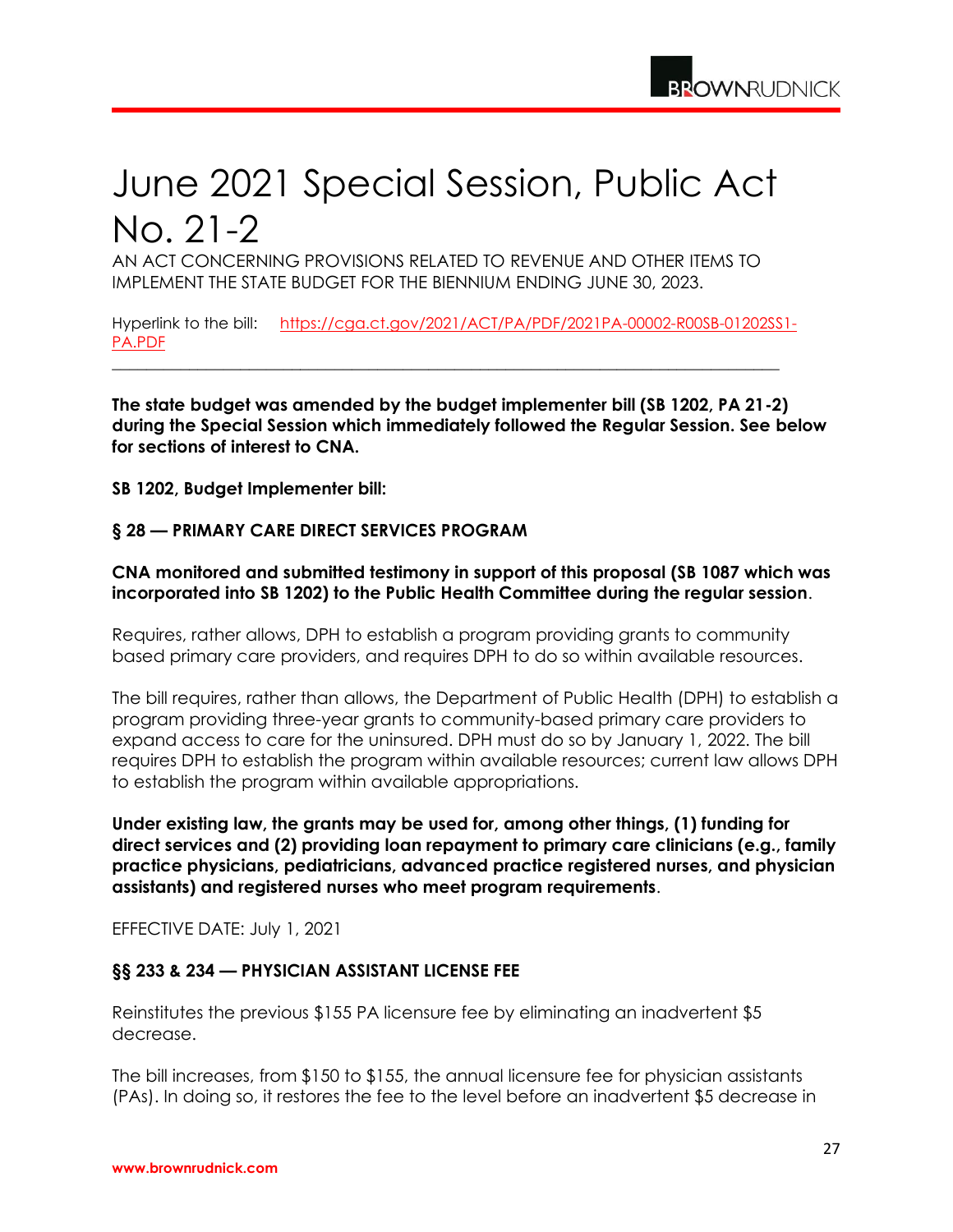# June 2021 Special Session, Public Act No. 21-2

AN ACT CONCERNING PROVISIONS RELATED TO REVENUE AND OTHER ITEMS TO IMPLEMENT THE STATE BUDGET FOR THE BIENNIUM ENDING JUNE 30, 2023.

Hyperlink to the bill: https://cga.ct.gov/2021/ACT/PA/PDF/2021PA-00002-R00SB-01202SS1-PA.PDF

---

**The state budget was amended by the budget implementer bill (SB 1202, PA 21-2) during the Special Session which immediately followed the Regular Session. See below for sections of interest to CNA.**

**SB 1202, Budget Implementer bill:**

**§ 28 — PRIMARY CARE DIRECT SERVICES PROGRAM**

**CNA monitored and submitted testimony in support of this proposal (SB 1087 which was incorporated into SB 1202) to the Public Health Committee during the regular session**.

Requires, rather allows, DPH to establish a program providing grants to community based primary care providers, and requires DPH to do so within available resources.

The bill requires, rather than allows, the Department of Public Health (DPH) to establish a program providing three-year grants to community-based primary care providers to expand access to care for the uninsured. DPH must do so by January 1, 2022. The bill requires DPH to establish the program within available resources; current law allows DPH to establish the program within available appropriations.

**Under existing law, the grants may be used for, among other things, (1) funding for direct services and (2) providing loan repayment to primary care clinicians (e.g., family practice physicians, pediatricians, advanced practice registered nurses, and physician assistants) and registered nurses who meet program requirements**.

EFFECTIVE DATE: July 1, 2021

**§§ 233 & 234 — PHYSICIAN ASSISTANT LICENSE FEE**

Reinstitutes the previous $155 PA licensure fee by eliminating an inadvertent $5 decrease.

The bill increases, from $150 to $155, the annual licensure fee for physician assistants (PAs). In doing so, it restores the fee to the level before an inadvertent $5 decrease in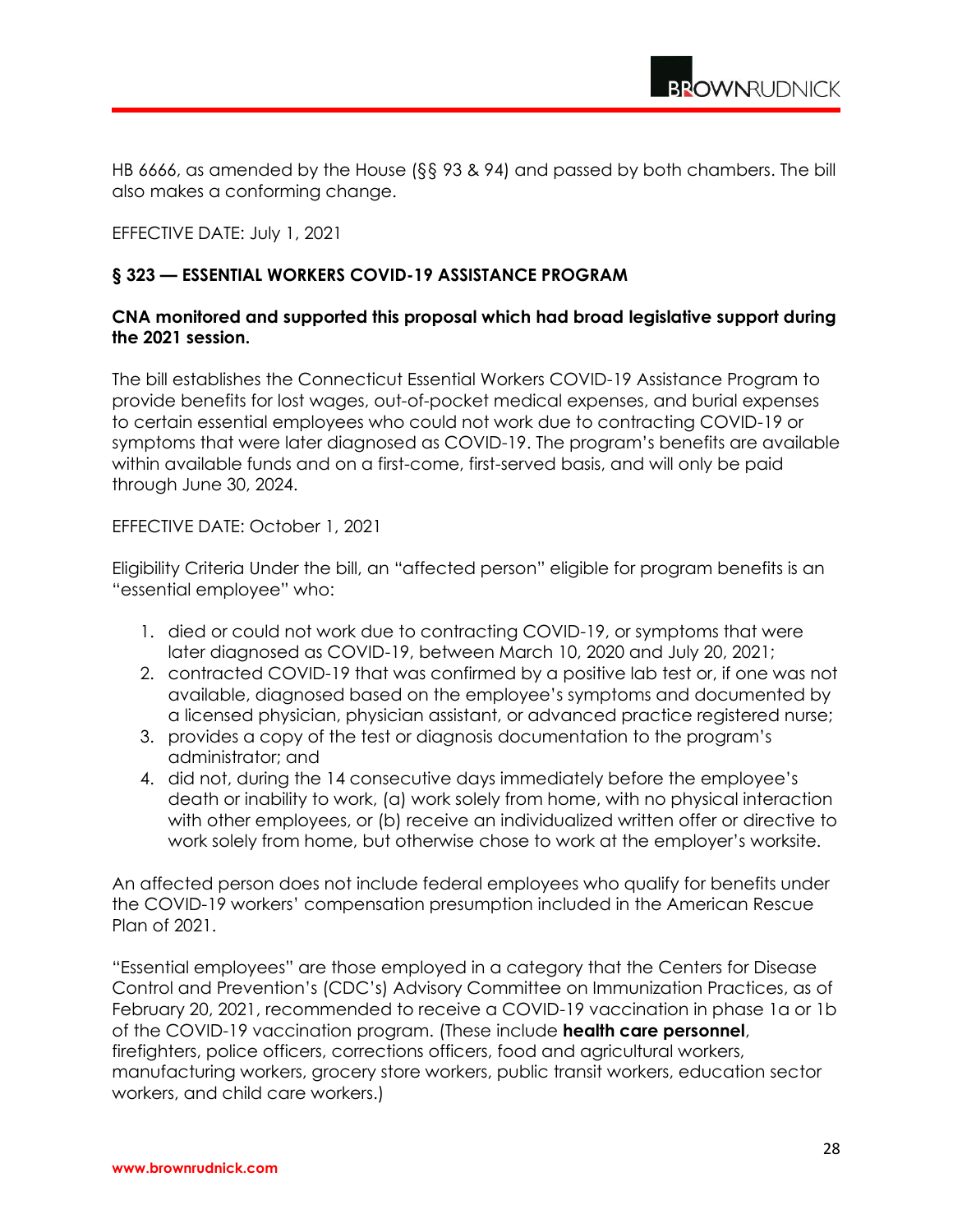HB 6666, as amended by the House (§§ 93 & 94) and passed by both chambers. The bill also makes a conforming change.

EFFECTIVE DATE: July 1, 2021

### § 323 — ESSENTIAL WORKERS COVID-19 ASSISTANCE PROGRAM

**CNA monitored and supported this proposal which had broad legislative support during the 2021 session.**

The bill establishes the Connecticut Essential Workers COVID-19 Assistance Program to provide benefits for lost wages, out-of-pocket medical expenses, and burial expenses to certain essential employees who could not work due to contracting COVID-19 or symptoms that were later diagnosed as COVID-19. The program's benefits are available within available funds and on a first-come, first-served basis, and will only be paid through June 30, 2024.

EFFECTIVE DATE: October 1, 2021

Eligibility Criteria Under the bill, an "affected person" eligible for program benefits is an "essential employee" who:

1. died or could not work due to contracting COVID-19, or symptoms that were later diagnosed as COVID-19, between March 10, 2020 and July 20, 2021;
2. contracted COVID-19 that was confirmed by a positive lab test or, if one was not available, diagnosed based on the employee's symptoms and documented by a licensed physician, physician assistant, or advanced practice registered nurse;
3. provides a copy of the test or diagnosis documentation to the program's administrator; and
4. did not, during the 14 consecutive days immediately before the employee's death or inability to work, (a) work solely from home, with no physical interaction with other employees, or (b) receive an individualized written offer or directive to work solely from home, but otherwise chose to work at the employer's worksite.

An affected person does not include federal employees who qualify for benefits under the COVID-19 workers' compensation presumption included in the American Rescue Plan of 2021.

"Essential employees" are those employed in a category that the Centers for Disease Control and Prevention's (CDC's) Advisory Committee on Immunization Practices, as of February 20, 2021, recommended to receive a COVID-19 vaccination in phase 1a or 1b of the COVID-19 vaccination program. (These include **health care personnel**, firefighters, police officers, corrections officers, food and agricultural workers, manufacturing workers, grocery store workers, public transit workers, education sector workers, and child care workers.)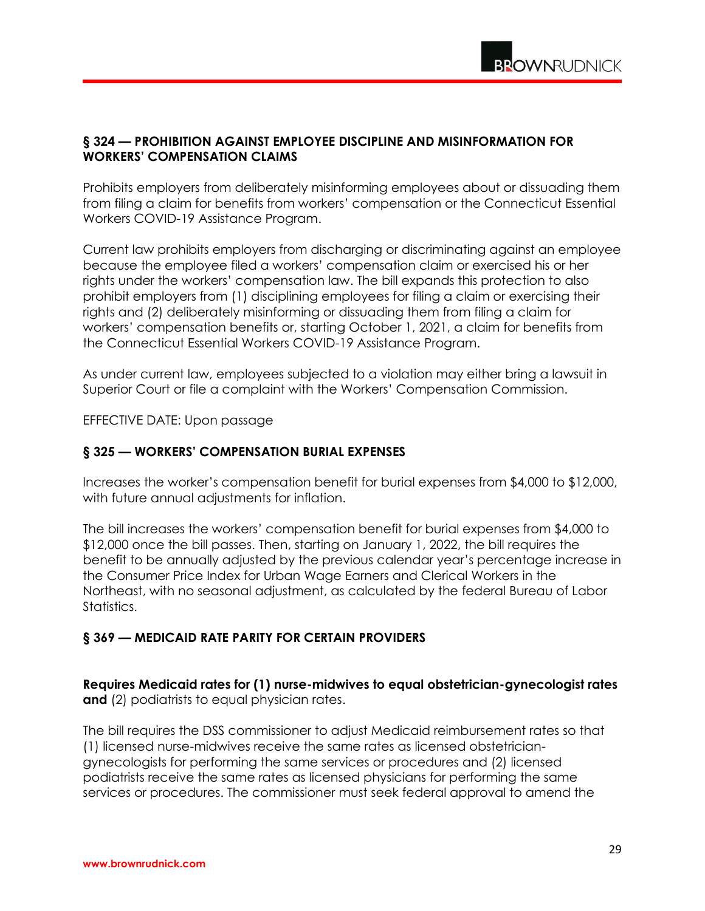## § 324 — PROHIBITION AGAINST EMPLOYEE DISCIPLINE AND MISINFORMATION FOR WORKERS' COMPENSATION CLAIMS

Prohibits employers from deliberately misinforming employees about or dissuading them from filing a claim for benefits from workers' compensation or the Connecticut Essential Workers COVID-19 Assistance Program.

Current law prohibits employers from discharging or discriminating against an employee because the employee filed a workers' compensation claim or exercised his or her rights under the workers' compensation law. The bill expands this protection to also prohibit employers from (1) disciplining employees for filing a claim or exercising their rights and (2) deliberately misinforming or dissuading them from filing a claim for workers' compensation benefits or, starting October 1, 2021, a claim for benefits from the Connecticut Essential Workers COVID-19 Assistance Program.

As under current law, employees subjected to a violation may either bring a lawsuit in Superior Court or file a complaint with the Workers' Compensation Commission.

EFFECTIVE DATE: Upon passage

## § 325 — WORKERS' COMPENSATION BURIAL EXPENSES

Increases the worker's compensation benefit for burial expenses from $4,000 to $12,000, with future annual adjustments for inflation.

The bill increases the workers' compensation benefit for burial expenses from $4,000 to $12,000 once the bill passes. Then, starting on January 1, 2022, the bill requires the benefit to be annually adjusted by the previous calendar year's percentage increase in the Consumer Price Index for Urban Wage Earners and Clerical Workers in the Northeast, with no seasonal adjustment, as calculated by the federal Bureau of Labor Statistics.

## § 369 — MEDICAID RATE PARITY FOR CERTAIN PROVIDERS

**Requires Medicaid rates for (1) nurse-midwives to equal obstetrician-gynecologist rates and** (2) podiatrists to equal physician rates.

The bill requires the DSS commissioner to adjust Medicaid reimbursement rates so that (1) licensed nurse-midwives receive the same rates as licensed obstetrician-gynecologists for performing the same services or procedures and (2) licensed podiatrists receive the same rates as licensed physicians for performing the same services or procedures. The commissioner must seek federal approval to amend the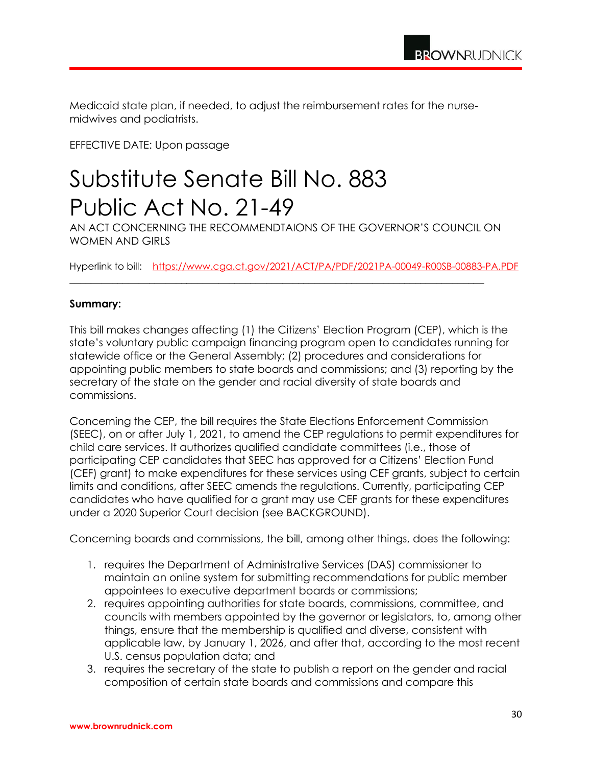Medicaid state plan, if needed, to adjust the reimbursement rates for the nurse-midwives and podiatrists.

EFFECTIVE DATE: Upon passage

# Substitute Senate Bill No. 883
# Public Act No. 21-49

AN ACT CONCERNING THE RECOMMENDTAIONS OF THE GOVERNOR'S COUNCIL ON WOMEN AND GIRLS

Hyperlink to bill: https://www.cga.ct.gov/2021/ACT/PA/PDF/2021PA-00049-R00SB-00883-PA.PDF

---

**Summary:**

This bill makes changes affecting (1) the Citizens' Election Program (CEP), which is the state's voluntary public campaign financing program open to candidates running for statewide office or the General Assembly; (2) procedures and considerations for appointing public members to state boards and commissions; and (3) reporting by the secretary of the state on the gender and racial diversity of state boards and commissions.

Concerning the CEP, the bill requires the State Elections Enforcement Commission (SEEC), on or after July 1, 2021, to amend the CEP regulations to permit expenditures for child care services. It authorizes qualified candidate committees (i.e., those of participating CEP candidates that SEEC has approved for a Citizens' Election Fund (CEF) grant) to make expenditures for these services using CEF grants, subject to certain limits and conditions, after SEEC amends the regulations. Currently, participating CEP candidates who have qualified for a grant may use CEF grants for these expenditures under a 2020 Superior Court decision (see BACKGROUND).

Concerning boards and commissions, the bill, among other things, does the following:

1. requires the Department of Administrative Services (DAS) commissioner to maintain an online system for submitting recommendations for public member appointees to executive department boards or commissions;
2. requires appointing authorities for state boards, commissions, committee, and councils with members appointed by the governor or legislators, to, among other things, ensure that the membership is qualified and diverse, consistent with applicable law, by January 1, 2026, and after that, according to the most recent U.S. census population data; and
3. requires the secretary of the state to publish a report on the gender and racial composition of certain state boards and commissions and compare this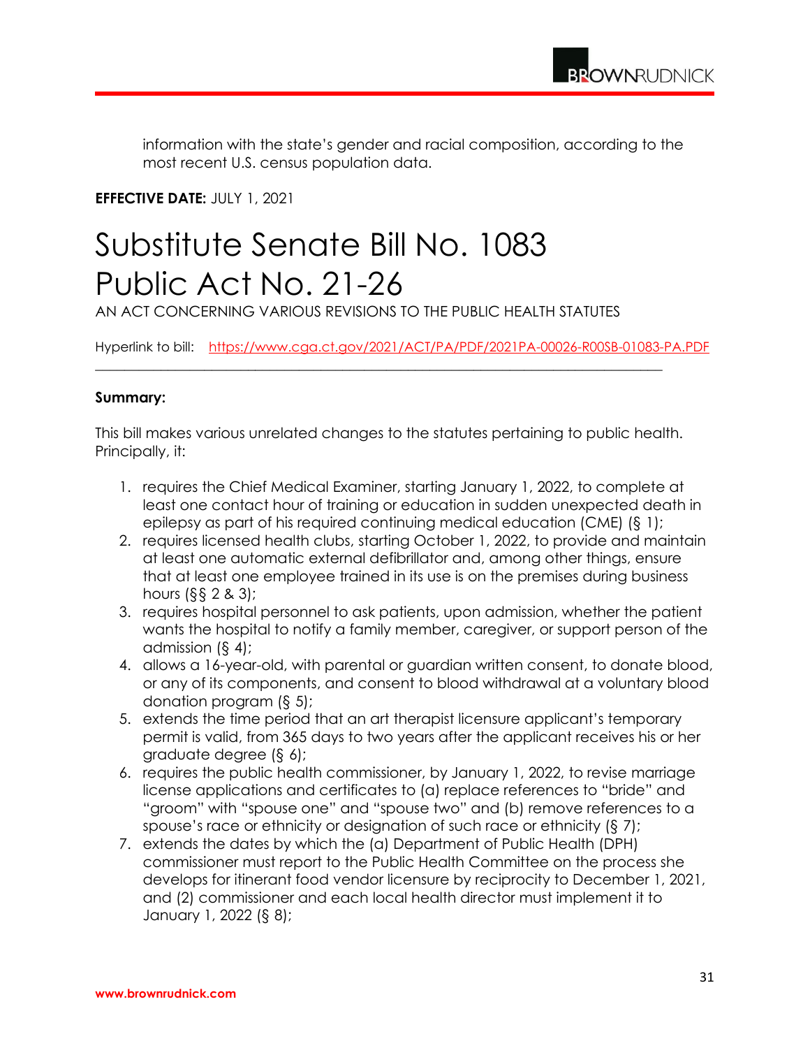information with the state's gender and racial composition, according to the most recent U.S. census population data.

**EFFECTIVE DATE:** JULY 1, 2021

# Substitute Senate Bill No. 1083
# Public Act No. 21-26

AN ACT CONCERNING VARIOUS REVISIONS TO THE PUBLIC HEALTH STATUTES

Hyperlink to bill: https://www.cga.ct.gov/2021/ACT/PA/PDF/2021PA-00026-R00SB-01083-PA.PDF

---

**Summary:**

This bill makes various unrelated changes to the statutes pertaining to public health. Principally, it:

1. requires the Chief Medical Examiner, starting January 1, 2022, to complete at least one contact hour of training or education in sudden unexpected death in epilepsy as part of his required continuing medical education (CME) (§ 1);
2. requires licensed health clubs, starting October 1, 2022, to provide and maintain at least one automatic external defibrillator and, among other things, ensure that at least one employee trained in its use is on the premises during business hours (§§ 2 & 3);
3. requires hospital personnel to ask patients, upon admission, whether the patient wants the hospital to notify a family member, caregiver, or support person of the admission (§ 4);
4. allows a 16-year-old, with parental or guardian written consent, to donate blood, or any of its components, and consent to blood withdrawal at a voluntary blood donation program (§ 5);
5. extends the time period that an art therapist licensure applicant's temporary permit is valid, from 365 days to two years after the applicant receives his or her graduate degree (§ 6);
6. requires the public health commissioner, by January 1, 2022, to revise marriage license applications and certificates to (a) replace references to "bride" and "groom" with "spouse one" and "spouse two" and (b) remove references to a spouse's race or ethnicity or designation of such race or ethnicity (§ 7);
7. extends the dates by which the (a) Department of Public Health (DPH) commissioner must report to the Public Health Committee on the process she develops for itinerant food vendor licensure by reciprocity to December 1, 2021, and (2) commissioner and each local health director must implement it to January 1, 2022 (§ 8);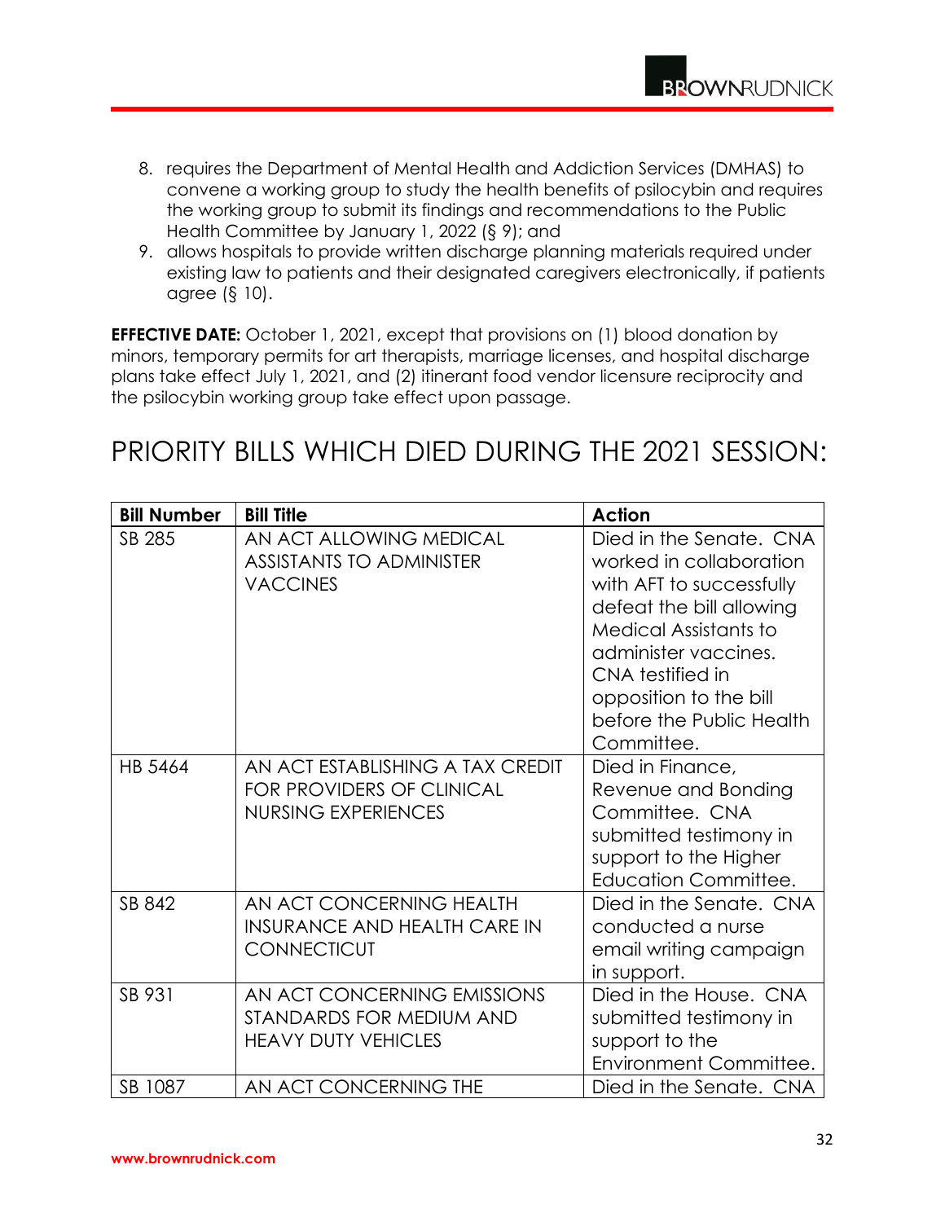8. requires the Department of Mental Health and Addiction Services (DMHAS) to convene a working group to study the health benefits of psilocybin and requires the working group to submit its findings and recommendations to the Public Health Committee by January 1, 2022 (§ 9); and
9. allows hospitals to provide written discharge planning materials required under existing law to patients and their designated caregivers electronically, if patients agree (§ 10).

**EFFECTIVE DATE:** October 1, 2021, except that provisions on (1) blood donation by minors, temporary permits for art therapists, marriage licenses, and hospital discharge plans take effect July 1, 2021, and (2) itinerant food vendor licensure reciprocity and the psilocybin working group take effect upon passage.

# PRIORITY BILLS WHICH DIED DURING THE 2021 SESSION:

| Bill Number | Bill Title | Action |
|---|---|---|
| SB 285 | AN ACT ALLOWING MEDICAL ASSISTANTS TO ADMINISTER VACCINES | Died in the Senate. CNA worked in collaboration with AFT to successfully defeat the bill allowing Medical Assistants to administer vaccines. CNA testified in opposition to the bill before the Public Health Committee. |
| HB 5464 | AN ACT ESTABLISHING A TAX CREDIT FOR PROVIDERS OF CLINICAL NURSING EXPERIENCES | Died in Finance, Revenue and Bonding Committee. CNA submitted testimony in support to the Higher Education Committee. |
| SB 842 | AN ACT CONCERNING HEALTH INSURANCE AND HEALTH CARE IN CONNECTICUT | Died in the Senate. CNA conducted a nurse email writing campaign in support. |
| SB 931 | AN ACT CONCERNING EMISSIONS STANDARDS FOR MEDIUM AND HEAVY DUTY VEHICLES | Died in the House. CNA submitted testimony in support to the Environment Committee. |
| SB 1087 | AN ACT CONCERNING THE | Died in the Senate. CNA |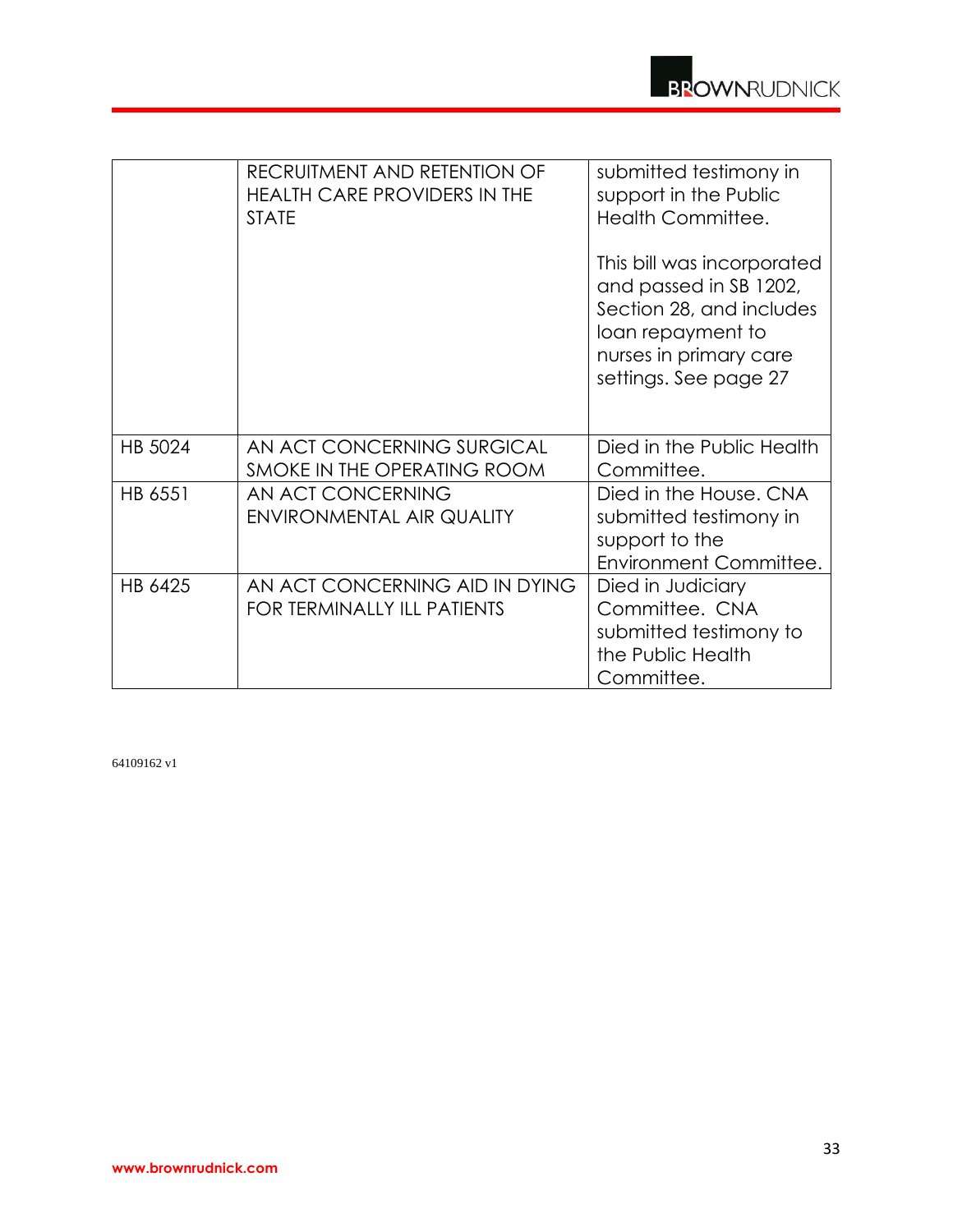| | | |
|---|---|---|
| | RECRUITMENT AND RETENTION OF HEALTH CARE PROVIDERS IN THE STATE | submitted testimony in support in the Public Health Committee.<br><br>This bill was incorporated and passed in SB 1202, Section 28, and includes loan repayment to nurses in primary care settings. See page 27 |
| HB 5024 | AN ACT CONCERNING SURGICAL SMOKE IN THE OPERATING ROOM | Died in the Public Health Committee. |
| HB 6551 | AN ACT CONCERNING ENVIRONMENTAL AIR QUALITY | Died in the House. CNA submitted testimony in support to the Environment Committee. |
| HB 6425 | AN ACT CONCERNING AID IN DYING FOR TERMINALLY ILL PATIENTS | Died in Judiciary Committee. CNA submitted testimony to the Public Health Committee. |

64109162 v1